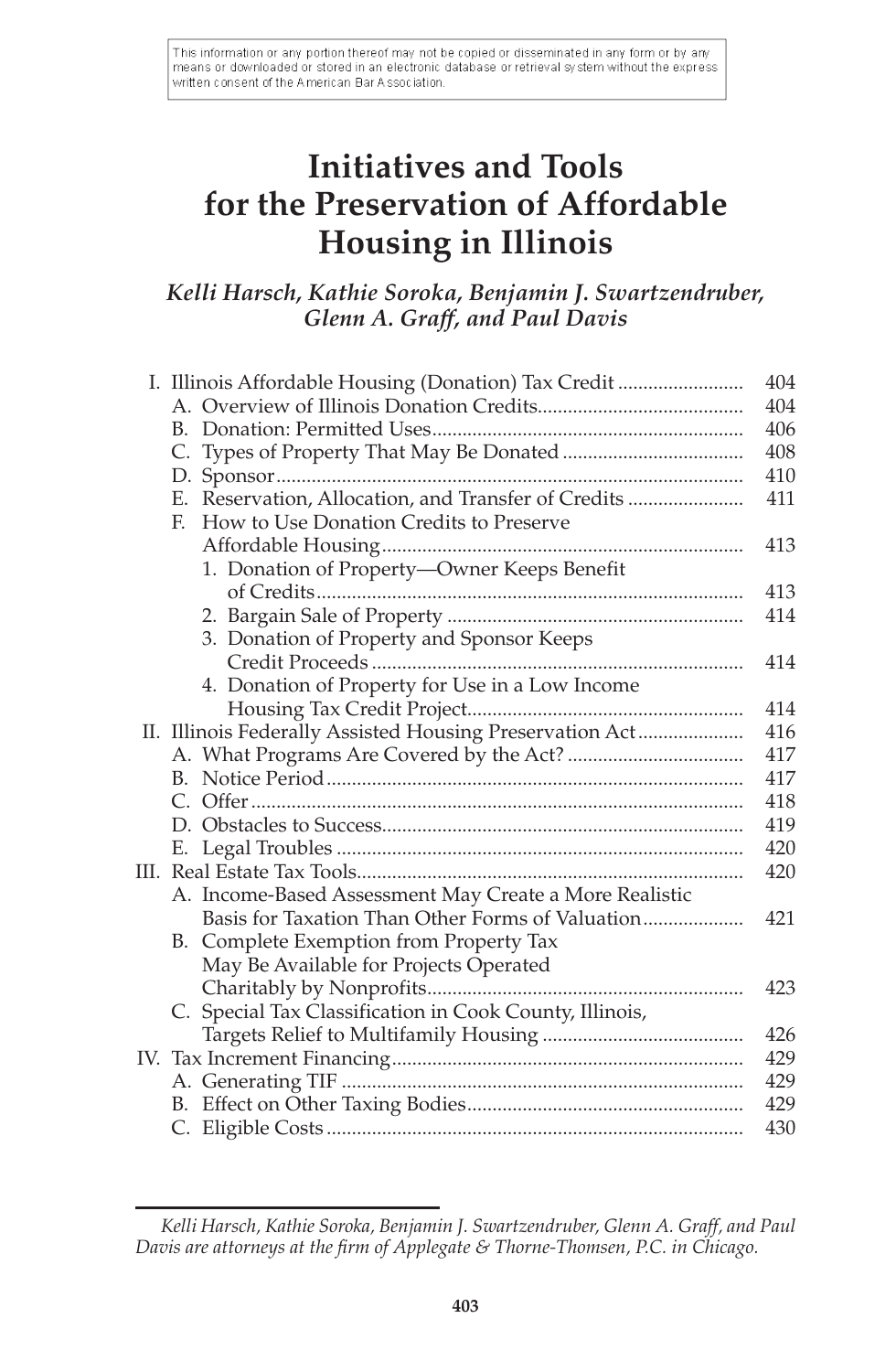This information or any portion thereof may not be copied or disseminated in any form or by any means or downloaded or stored in an electronic database or retrieval system without the express written consent of the American Bar Association.

# Initiatives and Tools for the Preservation of Affordable Housing in Illinois

***Kelli Harsch, Kathie Soroka, Benjamin J. Swartzendruber, Glenn A. Graff, and Paul Davis***

| | |
|---|---|
| I. Illinois Affordable Housing (Donation) Tax Credit | 404 |
| A. Overview of Illinois Donation Credits | 404 |
| B. Donation: Permitted Uses | 406 |
| C. Types of Property That May Be Donated | 408 |
| D. Sponsor | 410 |
| E. Reservation, Allocation, and Transfer of Credits | 411 |
| F. How to Use Donation Credits to Preserve Affordable Housing | 413 |
| 1. Donation of Property—Owner Keeps Benefit of Credits | 413 |
| 2. Bargain Sale of Property | 414 |
| 3. Donation of Property and Sponsor Keeps Credit Proceeds | 414 |
| 4. Donation of Property for Use in a Low Income Housing Tax Credit Project | 414 |
| II. Illinois Federally Assisted Housing Preservation Act | 416 |
| A. What Programs Are Covered by the Act? | 417 |
| B. Notice Period | 417 |
| C. Offer | 418 |
| D. Obstacles to Success | 419 |
| E. Legal Troubles | 420 |
| III. Real Estate Tax Tools | 420 |
| A. Income-Based Assessment May Create a More Realistic Basis for Taxation Than Other Forms of Valuation | 421 |
| B. Complete Exemption from Property Tax May Be Available for Projects Operated Charitably by Nonprofits | 423 |
| C. Special Tax Classification in Cook County, Illinois, Targets Relief to Multifamily Housing | 426 |
| IV. Tax Increment Financing | 429 |
| A. Generating TIF | 429 |
| B. Effect on Other Taxing Bodies | 429 |
| C. Eligible Costs | 430 |

---

*Kelli Harsch, Kathie Soroka, Benjamin J. Swartzendruber, Glenn A. Graff, and Paul Davis are attorneys at the firm of Applegate & Thorne-Thomsen, P.C. in Chicago.*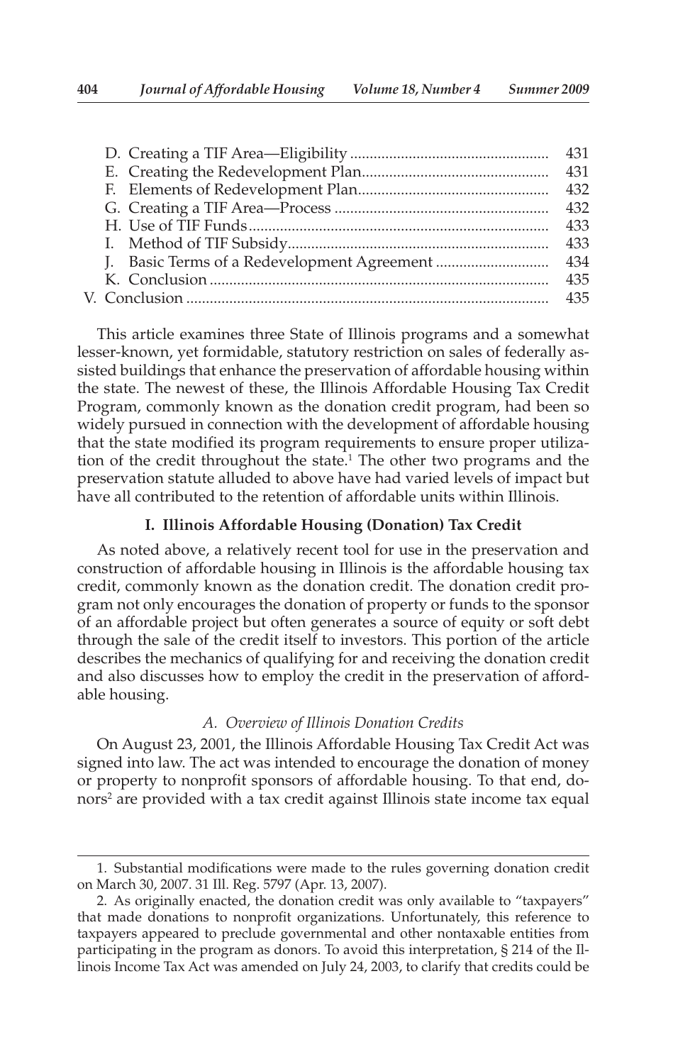D. Creating a TIF Area—Eligibility .................................................. 431
E. Creating the Redevelopment Plan............................................... 431
F. Elements of Redevelopment Plan................................................ 432
G. Creating a TIF Area—Process ...................................................... 432
H. Use of TIF Funds............................................................................ 433
I. Method of TIF Subsidy.................................................................. 433
J. Basic Terms of a Redevelopment Agreement ............................ 434
K. Conclusion ...................................................................................... 435

V. Conclusion ............................................................................................ 435

This article examines three State of Illinois programs and a somewhat lesser-known, yet formidable, statutory restriction on sales of federally assisted buildings that enhance the preservation of affordable housing within the state. The newest of these, the Illinois Affordable Housing Tax Credit Program, commonly known as the donation credit program, had been so widely pursued in connection with the development of affordable housing that the state modified its program requirements to ensure proper utilization of the credit throughout the state.[1] The other two programs and the preservation statute alluded to above have had varied levels of impact but have all contributed to the retention of affordable units within Illinois.

### I. Illinois Affordable Housing (Donation) Tax Credit

As noted above, a relatively recent tool for use in the preservation and construction of affordable housing in Illinois is the affordable housing tax credit, commonly known as the donation credit. The donation credit program not only encourages the donation of property or funds to the sponsor of an affordable project but often generates a source of equity or soft debt through the sale of the credit itself to investors. This portion of the article describes the mechanics of qualifying for and receiving the donation credit and also discusses how to employ the credit in the preservation of affordable housing.

#### *A. Overview of Illinois Donation Credits*

On August 23, 2001, the Illinois Affordable Housing Tax Credit Act was signed into law. The act was intended to encourage the donation of money or property to nonprofit sponsors of affordable housing. To that end, donors[2] are provided with a tax credit against Illinois state income tax equal

---

1. Substantial modifications were made to the rules governing donation credit on March 30, 2007. 31 Ill. Reg. 5797 (Apr. 13, 2007).

2. As originally enacted, the donation credit was only available to "taxpayers" that made donations to nonprofit organizations. Unfortunately, this reference to taxpayers appeared to preclude governmental and other nontaxable entities from participating in the program as donors. To avoid this interpretation, § 214 of the Illinois Income Tax Act was amended on July 24, 2003, to clarify that credits could be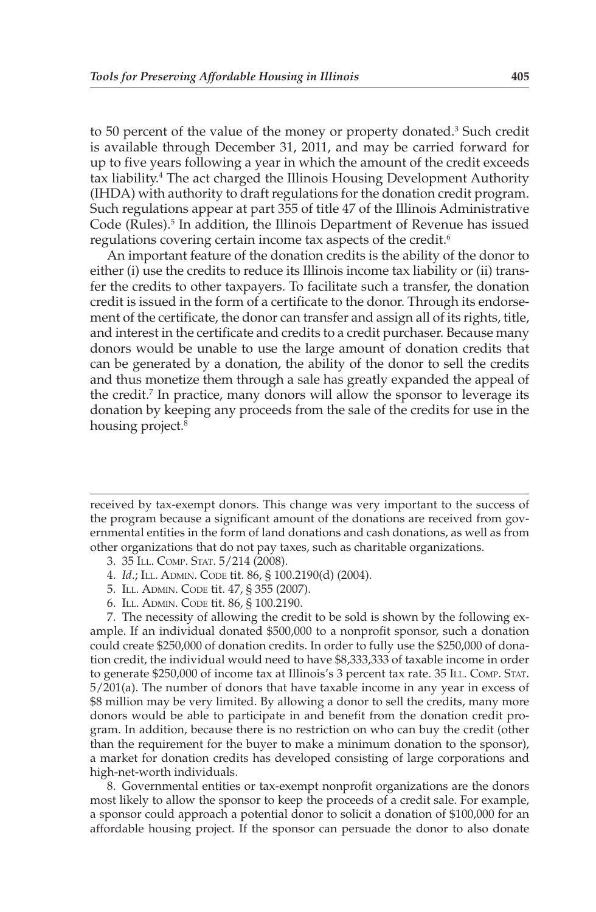to 50 percent of the value of the money or property donated.[3] Such credit is available through December 31, 2011, and may be carried forward for up to five years following a year in which the amount of the credit exceeds tax liability.[4] The act charged the Illinois Housing Development Authority (IHDA) with authority to draft regulations for the donation credit program. Such regulations appear at part 355 of title 47 of the Illinois Administrative Code (Rules).[5] In addition, the Illinois Department of Revenue has issued regulations covering certain income tax aspects of the credit.[6]

An important feature of the donation credits is the ability of the donor to either (i) use the credits to reduce its Illinois income tax liability or (ii) transfer the credits to other taxpayers. To facilitate such a transfer, the donation credit is issued in the form of a certificate to the donor. Through its endorsement of the certificate, the donor can transfer and assign all of its rights, title, and interest in the certificate and credits to a credit purchaser. Because many donors would be unable to use the large amount of donation credits that can be generated by a donation, the ability of the donor to sell the credits and thus monetize them through a sale has greatly expanded the appeal of the credit.[7] In practice, many donors will allow the sponsor to leverage its donation by keeping any proceeds from the sale of the credits for use in the housing project.[8]

---

received by tax-exempt donors. This change was very important to the success of the program because a significant amount of the donations are received from governmental entities in the form of land donations and cash donations, as well as from other organizations that do not pay taxes, such as charitable organizations.

3. 35 Ill. Comp. Stat. 5/214 (2008).

4. *Id.*; Ill. Admin. Code tit. 86, § 100.2190(d) (2004).

5. Ill. Admin. Code tit. 47, § 355 (2007).

6. Ill. Admin. Code tit. 86, § 100.2190.

7. The necessity of allowing the credit to be sold is shown by the following example. If an individual donated $500,000 to a nonprofit sponsor, such a donation could create $250,000 of donation credits. In order to fully use the $250,000 of donation credit, the individual would need to have $8,333,333 of taxable income in order to generate $250,000 of income tax at Illinois's 3 percent tax rate. 35 Ill. Comp. Stat. 5/201(a). The number of donors that have taxable income in any year in excess of $8 million may be very limited. By allowing a donor to sell the credits, many more donors would be able to participate in and benefit from the donation credit program. In addition, because there is no restriction on who can buy the credit (other than the requirement for the buyer to make a minimum donation to the sponsor), a market for donation credits has developed consisting of large corporations and high-net-worth individuals.

8. Governmental entities or tax-exempt nonprofit organizations are the donors most likely to allow the sponsor to keep the proceeds of a credit sale. For example, a sponsor could approach a potential donor to solicit a donation of $100,000 for an affordable housing project. If the sponsor can persuade the donor to also donate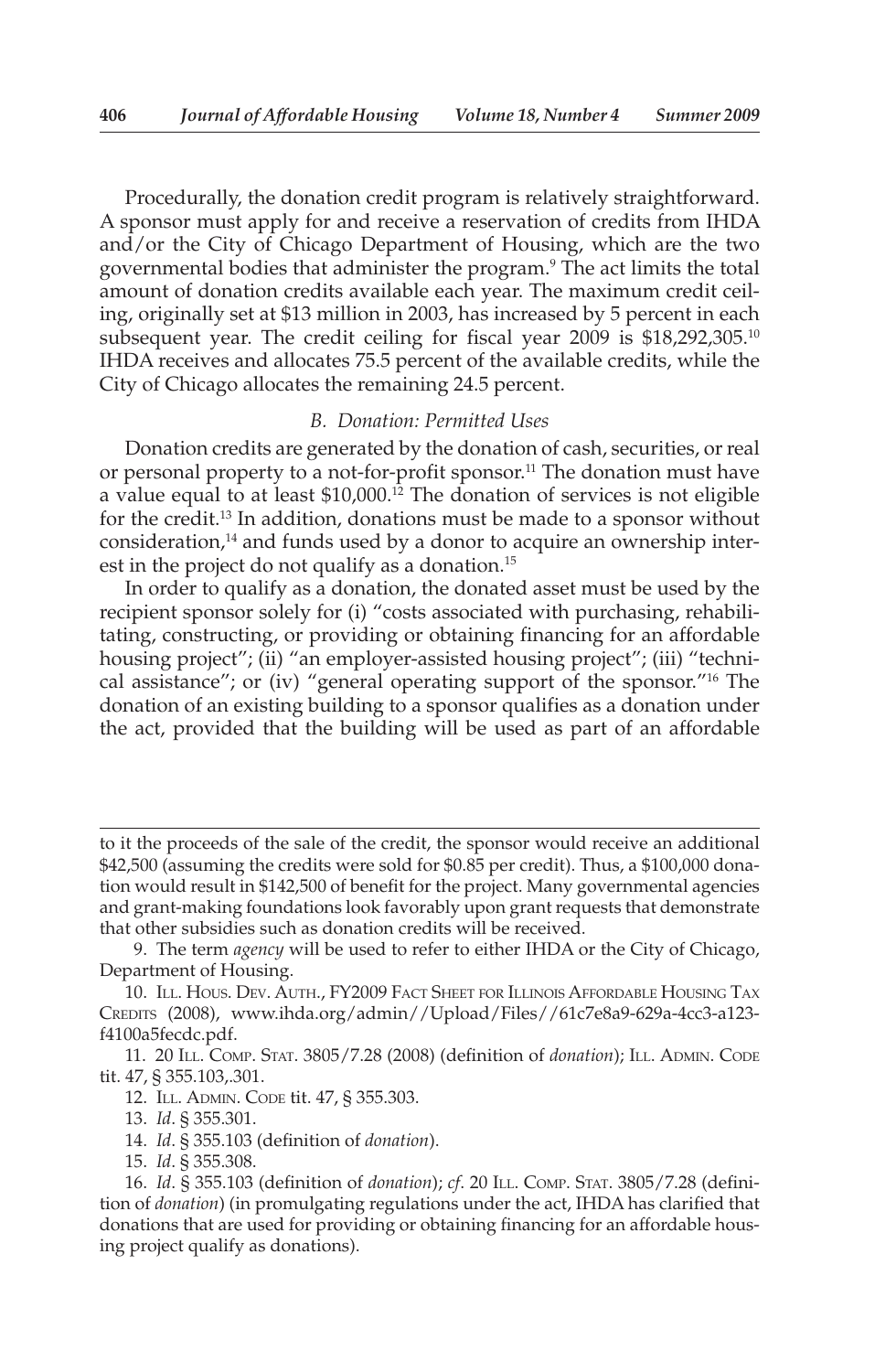Procedurally, the donation credit program is relatively straightforward. A sponsor must apply for and receive a reservation of credits from IHDA and/or the City of Chicago Department of Housing, which are the two governmental bodies that administer the program.[9] The act limits the total amount of donation credits available each year. The maximum credit ceiling, originally set at $13 million in 2003, has increased by 5 percent in each subsequent year. The credit ceiling for fiscal year 2009 is $18,292,305.[10] IHDA receives and allocates 75.5 percent of the available credits, while the City of Chicago allocates the remaining 24.5 percent.

### *B. Donation: Permitted Uses*

Donation credits are generated by the donation of cash, securities, or real or personal property to a not-for-profit sponsor.[11] The donation must have a value equal to at least $10,000.[12] The donation of services is not eligible for the credit.[13] In addition, donations must be made to a sponsor without consideration,[14] and funds used by a donor to acquire an ownership interest in the project do not qualify as a donation.[15]

In order to qualify as a donation, the donated asset must be used by the recipient sponsor solely for (i) "costs associated with purchasing, rehabilitating, constructing, or providing or obtaining financing for an affordable housing project"; (ii) "an employer-assisted housing project"; (iii) "technical assistance"; or (iv) "general operating support of the sponsor."[16] The donation of an existing building to a sponsor qualifies as a donation under the act, provided that the building will be used as part of an affordable

---

to it the proceeds of the sale of the credit, the sponsor would receive an additional $42,500 (assuming the credits were sold for $0.85 per credit). Thus, a $100,000 donation would result in $142,500 of benefit for the project. Many governmental agencies and grant-making foundations look favorably upon grant requests that demonstrate that other subsidies such as donation credits will be received.

9. The term *agency* will be used to refer to either IHDA or the City of Chicago, Department of Housing.

10. Ill. Hous. Dev. Auth., FY2009 Fact Sheet for Illinois Affordable Housing Tax Credits (2008), www.ihda.org/admin//Upload/Files//61c7e8a9-629a-4cc3-a123-f4100a5fecdc.pdf.

11. 20 Ill. Comp. Stat. 3805/7.28 (2008) (definition of *donation*); Ill. Admin. Code tit. 47, § 355.103,.301.

12. Ill. Admin. Code tit. 47, § 355.303.

13. *Id*. § 355.301.

14. *Id*. § 355.103 (definition of *donation*).

15. *Id*. § 355.308.

16. *Id*. § 355.103 (definition of *donation*); *cf*. 20 Ill. Comp. Stat. 3805/7.28 (definition of *donation*) (in promulgating regulations under the act, IHDA has clarified that donations that are used for providing or obtaining financing for an affordable housing project qualify as donations).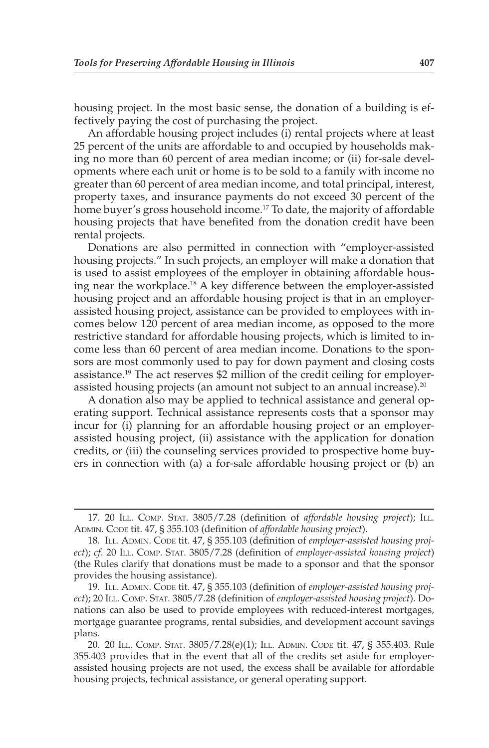housing project. In the most basic sense, the donation of a building is effectively paying the cost of purchasing the project.

An affordable housing project includes (i) rental projects where at least 25 percent of the units are affordable to and occupied by households making no more than 60 percent of area median income; or (ii) for-sale developments where each unit or home is to be sold to a family with income no greater than 60 percent of area median income, and total principal, interest, property taxes, and insurance payments do not exceed 30 percent of the home buyer's gross household income.[17] To date, the majority of affordable housing projects that have benefited from the donation credit have been rental projects.

Donations are also permitted in connection with "employer-assisted housing projects." In such projects, an employer will make a donation that is used to assist employees of the employer in obtaining affordable housing near the workplace.[18] A key difference between the employer-assisted housing project and an affordable housing project is that in an employer-assisted housing project, assistance can be provided to employees with incomes below 120 percent of area median income, as opposed to the more restrictive standard for affordable housing projects, which is limited to income less than 60 percent of area median income. Donations to the sponsors are most commonly used to pay for down payment and closing costs assistance.[19] The act reserves $2 million of the credit ceiling for employer-assisted housing projects (an amount not subject to an annual increase).[20]

A donation also may be applied to technical assistance and general operating support. Technical assistance represents costs that a sponsor may incur for (i) planning for an affordable housing project or an employer-assisted housing project, (ii) assistance with the application for donation credits, or (iii) the counseling services provided to prospective home buyers in connection with (a) a for-sale affordable housing project or (b) an

---

17. 20 Ill. Comp. Stat. 3805/7.28 (definition of *affordable housing project*); Ill. Admin. Code tit. 47, § 355.103 (definition of *affordable housing project*).

18. Ill. Admin. Code tit. 47, § 355.103 (definition of *employer-assisted housing project*); *cf.* 20 Ill. Comp. Stat. 3805/7.28 (definition of *employer-assisted housing project*) (the Rules clarify that donations must be made to a sponsor and that the sponsor provides the housing assistance).

19. Ill. Admin. Code tit. 47, § 355.103 (definition of *employer-assisted housing project*); 20 Ill. Comp. Stat. 3805/7.28 (definition of *employer-assisted housing project*). Donations can also be used to provide employees with reduced-interest mortgages, mortgage guarantee programs, rental subsidies, and development account savings plans.

20. 20 Ill. Comp. Stat. 3805/7.28(e)(1); Ill. Admin. Code tit. 47, § 355.403. Rule 355.403 provides that in the event that all of the credits set aside for employer-assisted housing projects are not used, the excess shall be available for affordable housing projects, technical assistance, or general operating support.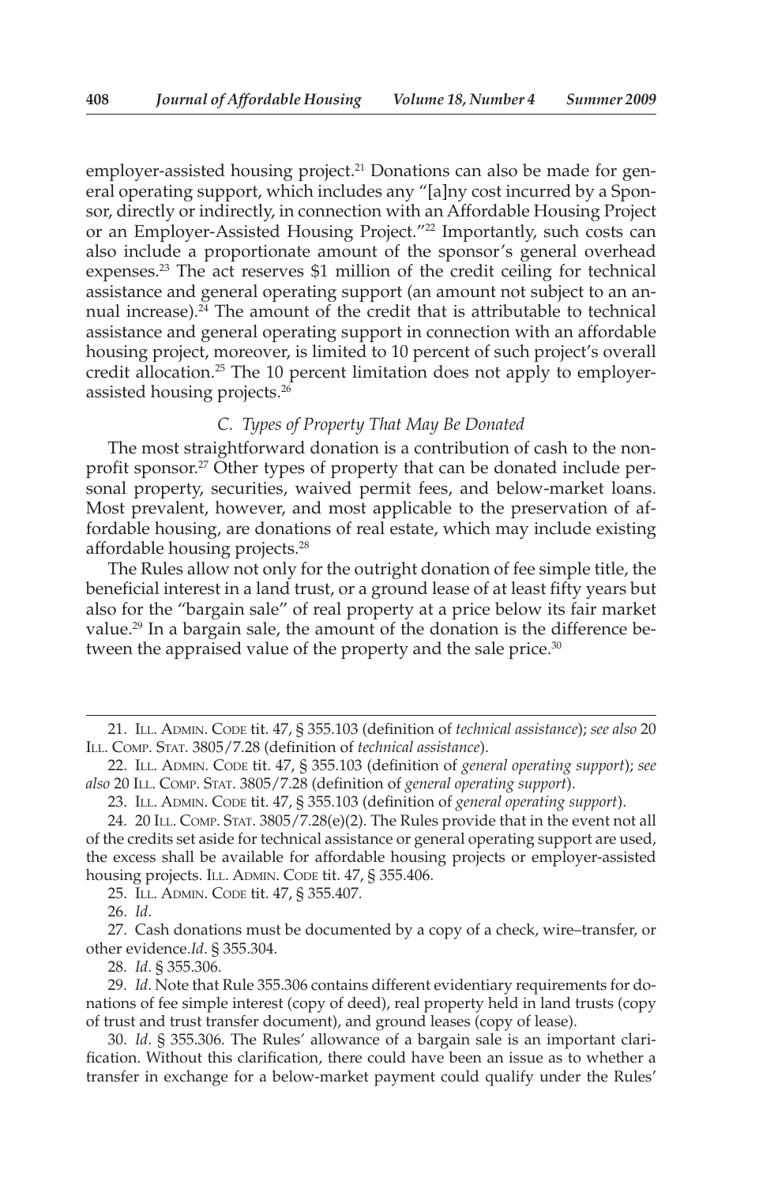employer-assisted housing project.[21] Donations can also be made for general operating support, which includes any "[a]ny cost incurred by a Sponsor, directly or indirectly, in connection with an Affordable Housing Project or an Employer-Assisted Housing Project."[22] Importantly, such costs can also include a proportionate amount of the sponsor's general overhead expenses.[23] The act reserves $1 million of the credit ceiling for technical assistance and general operating support (an amount not subject to an annual increase).[24] The amount of the credit that is attributable to technical assistance and general operating support in connection with an affordable housing project, moreover, is limited to 10 percent of such project's overall credit allocation.[25] The 10 percent limitation does not apply to employer-assisted housing projects.[26]

### *C. Types of Property That May Be Donated*

The most straightforward donation is a contribution of cash to the nonprofit sponsor.[27] Other types of property that can be donated include personal property, securities, waived permit fees, and below-market loans. Most prevalent, however, and most applicable to the preservation of affordable housing, are donations of real estate, which may include existing affordable housing projects.[28]

The Rules allow not only for the outright donation of fee simple title, the beneficial interest in a land trust, or a ground lease of at least fifty years but also for the "bargain sale" of real property at a price below its fair market value.[29] In a bargain sale, the amount of the donation is the difference between the appraised value of the property and the sale price.[30]

---

21. Ill. Admin. Code tit. 47, § 355.103 (definition of *technical assistance*); *see also* 20 Ill. Comp. Stat. 3805/7.28 (definition of *technical assistance*).

22. Ill. Admin. Code tit. 47, § 355.103 (definition of *general operating support*); *see also* 20 Ill. Comp. Stat. 3805/7.28 (definition of *general operating support*).

23. Ill. Admin. Code tit. 47, § 355.103 (definition of *general operating support*).

24. 20 Ill. Comp. Stat. 3805/7.28(e)(2). The Rules provide that in the event not all of the credits set aside for technical assistance or general operating support are used, the excess shall be available for affordable housing projects or employer-assisted housing projects. Ill. Admin. Code tit. 47, § 355.406.

25. Ill. Admin. Code tit. 47, § 355.407.

26. *Id*.

27. Cash donations must be documented by a copy of a check, wire–transfer, or other evidence.*Id*. § 355.304.

28. *Id*. § 355.306.

29. *Id*. Note that Rule 355.306 contains different evidentiary requirements for donations of fee simple interest (copy of deed), real property held in land trusts (copy of trust and trust transfer document), and ground leases (copy of lease).

30. *Id*. § 355.306. The Rules' allowance of a bargain sale is an important clarification. Without this clarification, there could have been an issue as to whether a transfer in exchange for a below-market payment could qualify under the Rules'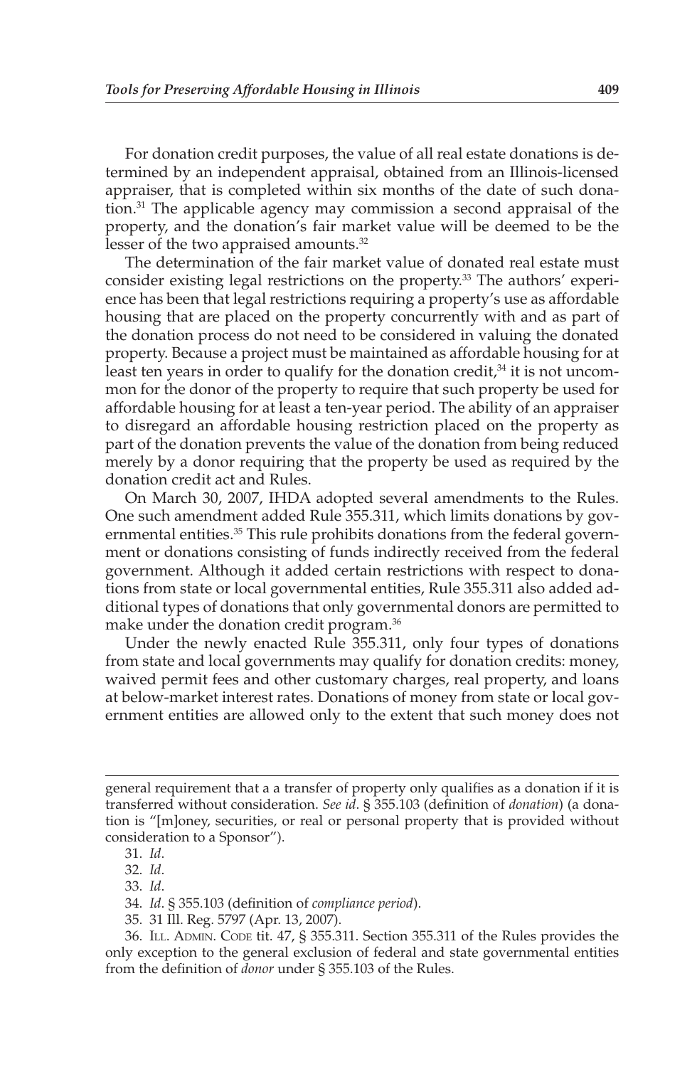For donation credit purposes, the value of all real estate donations is determined by an independent appraisal, obtained from an Illinois-licensed appraiser, that is completed within six months of the date of such donation.[31] The applicable agency may commission a second appraisal of the property, and the donation's fair market value will be deemed to be the lesser of the two appraised amounts.[32]

The determination of the fair market value of donated real estate must consider existing legal restrictions on the property.[33] The authors' experience has been that legal restrictions requiring a property's use as affordable housing that are placed on the property concurrently with and as part of the donation process do not need to be considered in valuing the donated property. Because a project must be maintained as affordable housing for at least ten years in order to qualify for the donation credit,[34] it is not uncommon for the donor of the property to require that such property be used for affordable housing for at least a ten-year period. The ability of an appraiser to disregard an affordable housing restriction placed on the property as part of the donation prevents the value of the donation from being reduced merely by a donor requiring that the property be used as required by the donation credit act and Rules.

On March 30, 2007, IHDA adopted several amendments to the Rules. One such amendment added Rule 355.311, which limits donations by governmental entities.[35] This rule prohibits donations from the federal government or donations consisting of funds indirectly received from the federal government. Although it added certain restrictions with respect to donations from state or local governmental entities, Rule 355.311 also added additional types of donations that only governmental donors are permitted to make under the donation credit program.[36]

Under the newly enacted Rule 355.311, only four types of donations from state and local governments may qualify for donation credits: money, waived permit fees and other customary charges, real property, and loans at below-market interest rates. Donations of money from state or local government entities are allowed only to the extent that such money does not

---

general requirement that a a transfer of property only qualifies as a donation if it is transferred without consideration. *See id*. § 355.103 (definition of *donation*) (a donation is "[m]oney, securities, or real or personal property that is provided without consideration to a Sponsor").

31. *Id*.

32. *Id*.

33. *Id*.

34. *Id*. § 355.103 (definition of *compliance period*).

35. 31 Ill. Reg. 5797 (Apr. 13, 2007).

36. Ill. Admin. Code tit. 47, § 355.311. Section 355.311 of the Rules provides the only exception to the general exclusion of federal and state governmental entities from the definition of *donor* under § 355.103 of the Rules.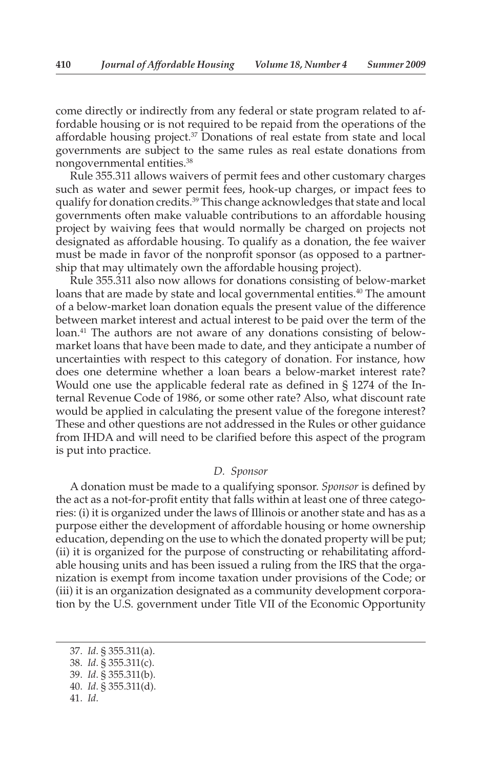come directly or indirectly from any federal or state program related to affordable housing or is not required to be repaid from the operations of the affordable housing project.[37] Donations of real estate from state and local governments are subject to the same rules as real estate donations from nongovernmental entities.[38]

Rule 355.311 allows waivers of permit fees and other customary charges such as water and sewer permit fees, hook-up charges, or impact fees to qualify for donation credits.[39] This change acknowledges that state and local governments often make valuable contributions to an affordable housing project by waiving fees that would normally be charged on projects not designated as affordable housing. To qualify as a donation, the fee waiver must be made in favor of the nonprofit sponsor (as opposed to a partnership that may ultimately own the affordable housing project).

Rule 355.311 also now allows for donations consisting of below-market loans that are made by state and local governmental entities.[40] The amount of a below-market loan donation equals the present value of the difference between market interest and actual interest to be paid over the term of the loan.[41] The authors are not aware of any donations consisting of below-market loans that have been made to date, and they anticipate a number of uncertainties with respect to this category of donation. For instance, how does one determine whether a loan bears a below-market interest rate? Would one use the applicable federal rate as defined in § 1274 of the Internal Revenue Code of 1986, or some other rate? Also, what discount rate would be applied in calculating the present value of the foregone interest? These and other questions are not addressed in the Rules or other guidance from IHDA and will need to be clarified before this aspect of the program is put into practice.

### *D. Sponsor*

A donation must be made to a qualifying sponsor. *Sponsor* is defined by the act as a not-for-profit entity that falls within at least one of three categories: (i) it is organized under the laws of Illinois or another state and has as a purpose either the development of affordable housing or home ownership education, depending on the use to which the donated property will be put; (ii) it is organized for the purpose of constructing or rehabilitating affordable housing units and has been issued a ruling from the IRS that the organization is exempt from income taxation under provisions of the Code; or (iii) it is an organization designated as a community development corporation by the U.S. government under Title VII of the Economic Opportunity

---

37. *Id*. § 355.311(a).
38. *Id*. § 355.311(c).
39. *Id*. § 355.311(b).
40. *Id*. § 355.311(d).
41. *Id*.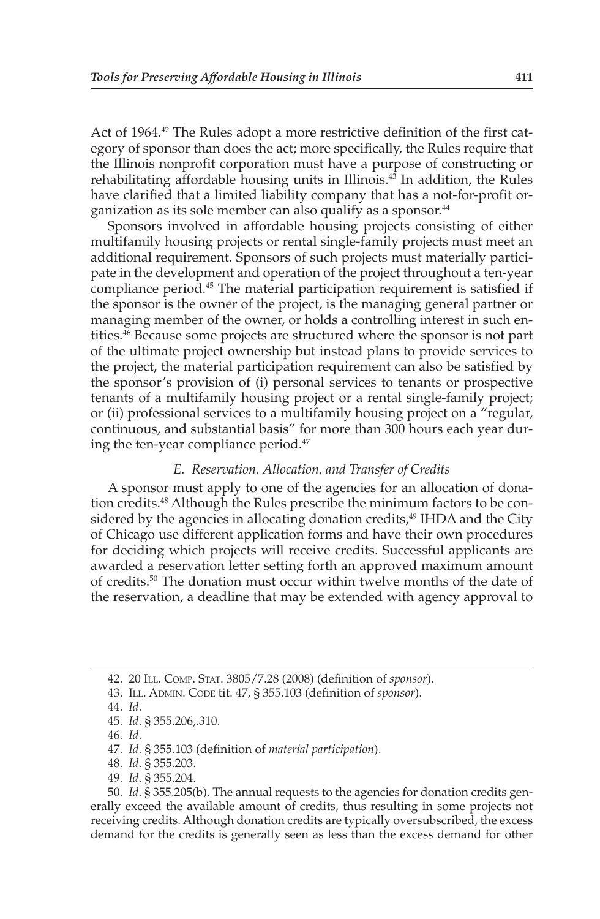Act of 1964.[42] The Rules adopt a more restrictive definition of the first category of sponsor than does the act; more specifically, the Rules require that the Illinois nonprofit corporation must have a purpose of constructing or rehabilitating affordable housing units in Illinois.[43] In addition, the Rules have clarified that a limited liability company that has a not-for-profit organization as its sole member can also qualify as a sponsor.[44]

Sponsors involved in affordable housing projects consisting of either multifamily housing projects or rental single-family projects must meet an additional requirement. Sponsors of such projects must materially participate in the development and operation of the project throughout a ten-year compliance period.[45] The material participation requirement is satisfied if the sponsor is the owner of the project, is the managing general partner or managing member of the owner, or holds a controlling interest in such entities.[46] Because some projects are structured where the sponsor is not part of the ultimate project ownership but instead plans to provide services to the project, the material participation requirement can also be satisfied by the sponsor's provision of (i) personal services to tenants or prospective tenants of a multifamily housing project or a rental single-family project; or (ii) professional services to a multifamily housing project on a "regular, continuous, and substantial basis" for more than 300 hours each year during the ten-year compliance period.[47]

### *E. Reservation, Allocation, and Transfer of Credits*

A sponsor must apply to one of the agencies for an allocation of donation credits.[48] Although the Rules prescribe the minimum factors to be considered by the agencies in allocating donation credits,[49] IHDA and the City of Chicago use different application forms and have their own procedures for deciding which projects will receive credits. Successful applicants are awarded a reservation letter setting forth an approved maximum amount of credits.[50] The donation must occur within twelve months of the date of the reservation, a deadline that may be extended with agency approval to

---

42. 20 Ill. Comp. Stat. 3805/7.28 (2008) (definition of *sponsor*).

43. Ill. Admin. Code tit. 47, § 355.103 (definition of *sponsor*).

44. *Id*.

45. *Id*. § 355.206,.310.

46. *Id*.

47. *Id*. § 355.103 (definition of *material participation*).

48. *Id*. § 355.203.

49. *Id*. § 355.204.

50. *Id*. § 355.205(b). The annual requests to the agencies for donation credits generally exceed the available amount of credits, thus resulting in some projects not receiving credits. Although donation credits are typically oversubscribed, the excess demand for the credits is generally seen as less than the excess demand for other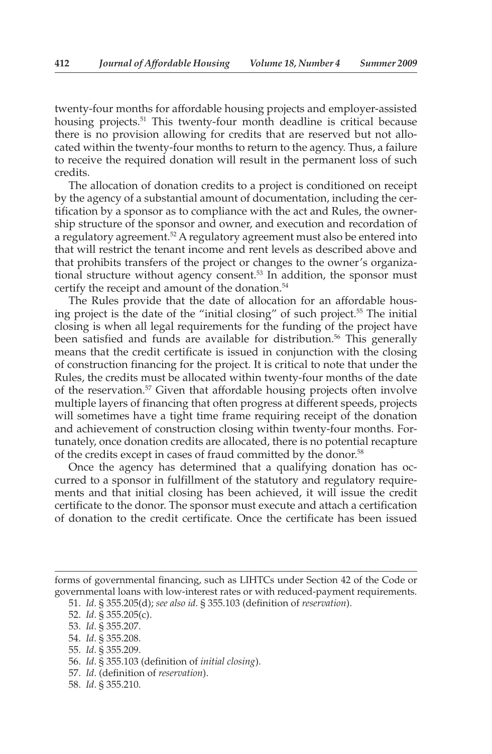twenty-four months for affordable housing projects and employer-assisted housing projects.[51] This twenty-four month deadline is critical because there is no provision allowing for credits that are reserved but not allocated within the twenty-four months to return to the agency. Thus, a failure to receive the required donation will result in the permanent loss of such credits.

The allocation of donation credits to a project is conditioned on receipt by the agency of a substantial amount of documentation, including the certification by a sponsor as to compliance with the act and Rules, the ownership structure of the sponsor and owner, and execution and recordation of a regulatory agreement.[52] A regulatory agreement must also be entered into that will restrict the tenant income and rent levels as described above and that prohibits transfers of the project or changes to the owner's organizational structure without agency consent.[53] In addition, the sponsor must certify the receipt and amount of the donation.[54]

The Rules provide that the date of allocation for an affordable housing project is the date of the "initial closing" of such project.[55] The initial closing is when all legal requirements for the funding of the project have been satisfied and funds are available for distribution.[56] This generally means that the credit certificate is issued in conjunction with the closing of construction financing for the project. It is critical to note that under the Rules, the credits must be allocated within twenty-four months of the date of the reservation.[57] Given that affordable housing projects often involve multiple layers of financing that often progress at different speeds, projects will sometimes have a tight time frame requiring receipt of the donation and achievement of construction closing within twenty-four months. Fortunately, once donation credits are allocated, there is no potential recapture of the credits except in cases of fraud committed by the donor.[58]

Once the agency has determined that a qualifying donation has occurred to a sponsor in fulfillment of the statutory and regulatory requirements and that initial closing has been achieved, it will issue the credit certificate to the donor. The sponsor must execute and attach a certification of donation to the credit certificate. Once the certificate has been issued

---

forms of governmental financing, such as LIHTCs under Section 42 of the Code or governmental loans with low-interest rates or with reduced-payment requirements.

51. *Id*. § 355.205(d); *see also id*. § 355.103 (definition of *reservation*).

52. *Id*. § 355.205(c).

53. *Id*. § 355.207.

54. *Id*. § 355.208.

55. *Id*. § 355.209.

56. *Id*. § 355.103 (definition of *initial closing*).

57. *Id*. (definition of *reservation*).

58. *Id*. § 355.210.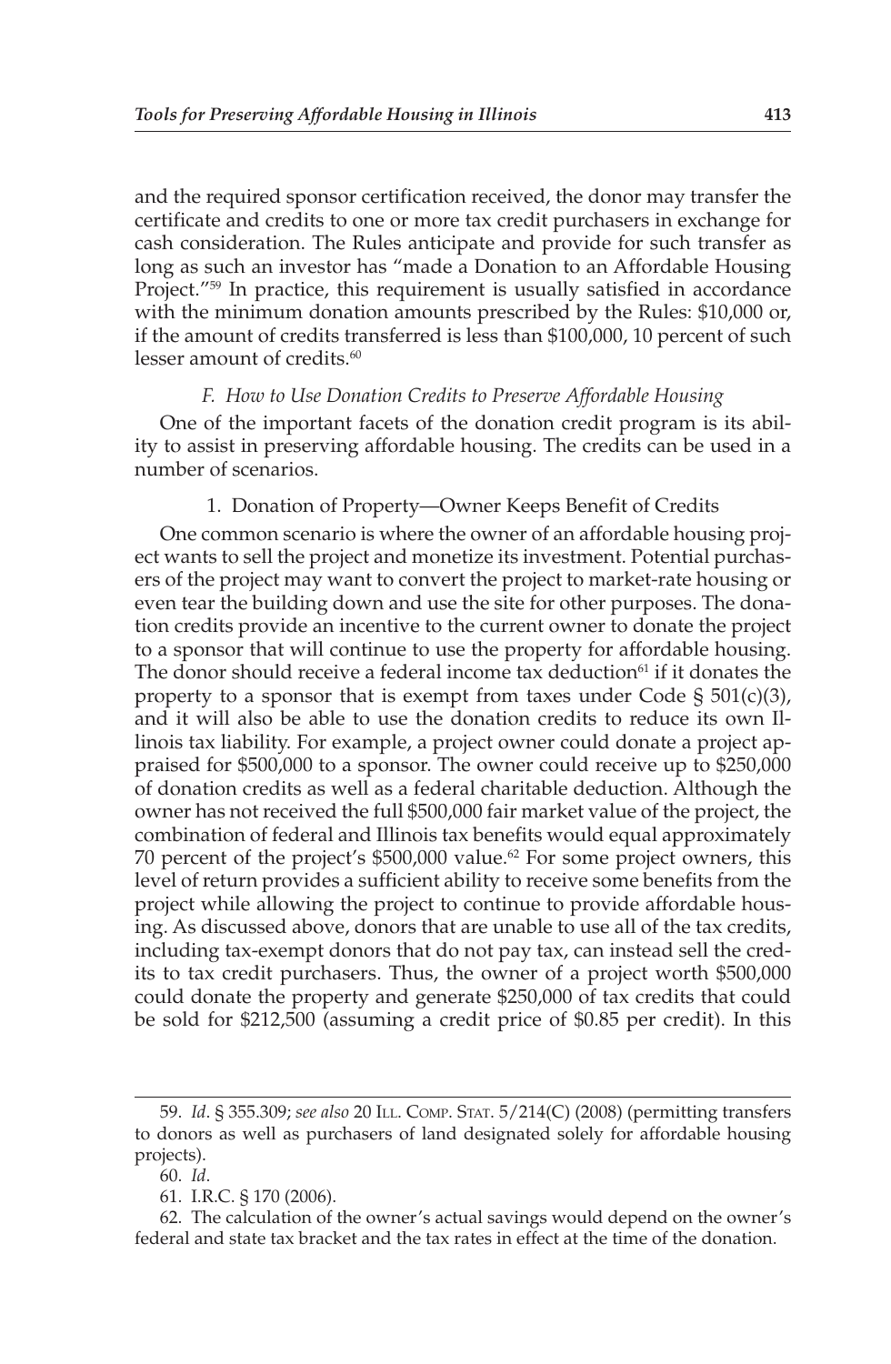and the required sponsor certification received, the donor may transfer the certificate and credits to one or more tax credit purchasers in exchange for cash consideration. The Rules anticipate and provide for such transfer as long as such an investor has "made a Donation to an Affordable Housing Project."[59] In practice, this requirement is usually satisfied in accordance with the minimum donation amounts prescribed by the Rules: $10,000 or, if the amount of credits transferred is less than $100,000, 10 percent of such lesser amount of credits.[60]

### *F. How to Use Donation Credits to Preserve Affordable Housing*

One of the important facets of the donation credit program is its ability to assist in preserving affordable housing. The credits can be used in a number of scenarios.

#### 1. Donation of Property—Owner Keeps Benefit of Credits

One common scenario is where the owner of an affordable housing project wants to sell the project and monetize its investment. Potential purchasers of the project may want to convert the project to market-rate housing or even tear the building down and use the site for other purposes. The donation credits provide an incentive to the current owner to donate the project to a sponsor that will continue to use the property for affordable housing. The donor should receive a federal income tax deduction[61] if it donates the property to a sponsor that is exempt from taxes under Code § 501(c)(3), and it will also be able to use the donation credits to reduce its own Illinois tax liability. For example, a project owner could donate a project appraised for $500,000 to a sponsor. The owner could receive up to $250,000 of donation credits as well as a federal charitable deduction. Although the owner has not received the full $500,000 fair market value of the project, the combination of federal and Illinois tax benefits would equal approximately 70 percent of the project's $500,000 value.[62] For some project owners, this level of return provides a sufficient ability to receive some benefits from the project while allowing the project to continue to provide affordable housing. As discussed above, donors that are unable to use all of the tax credits, including tax-exempt donors that do not pay tax, can instead sell the credits to tax credit purchasers. Thus, the owner of a project worth $500,000 could donate the property and generate $250,000 of tax credits that could be sold for $212,500 (assuming a credit price of $0.85 per credit). In this

---

59. *Id*. § 355.309; *see also* 20 Ill. Comp. Stat. 5/214(C) (2008) (permitting transfers to donors as well as purchasers of land designated solely for affordable housing projects).

60. *Id*.

61. I.R.C. § 170 (2006).

62. The calculation of the owner's actual savings would depend on the owner's federal and state tax bracket and the tax rates in effect at the time of the donation.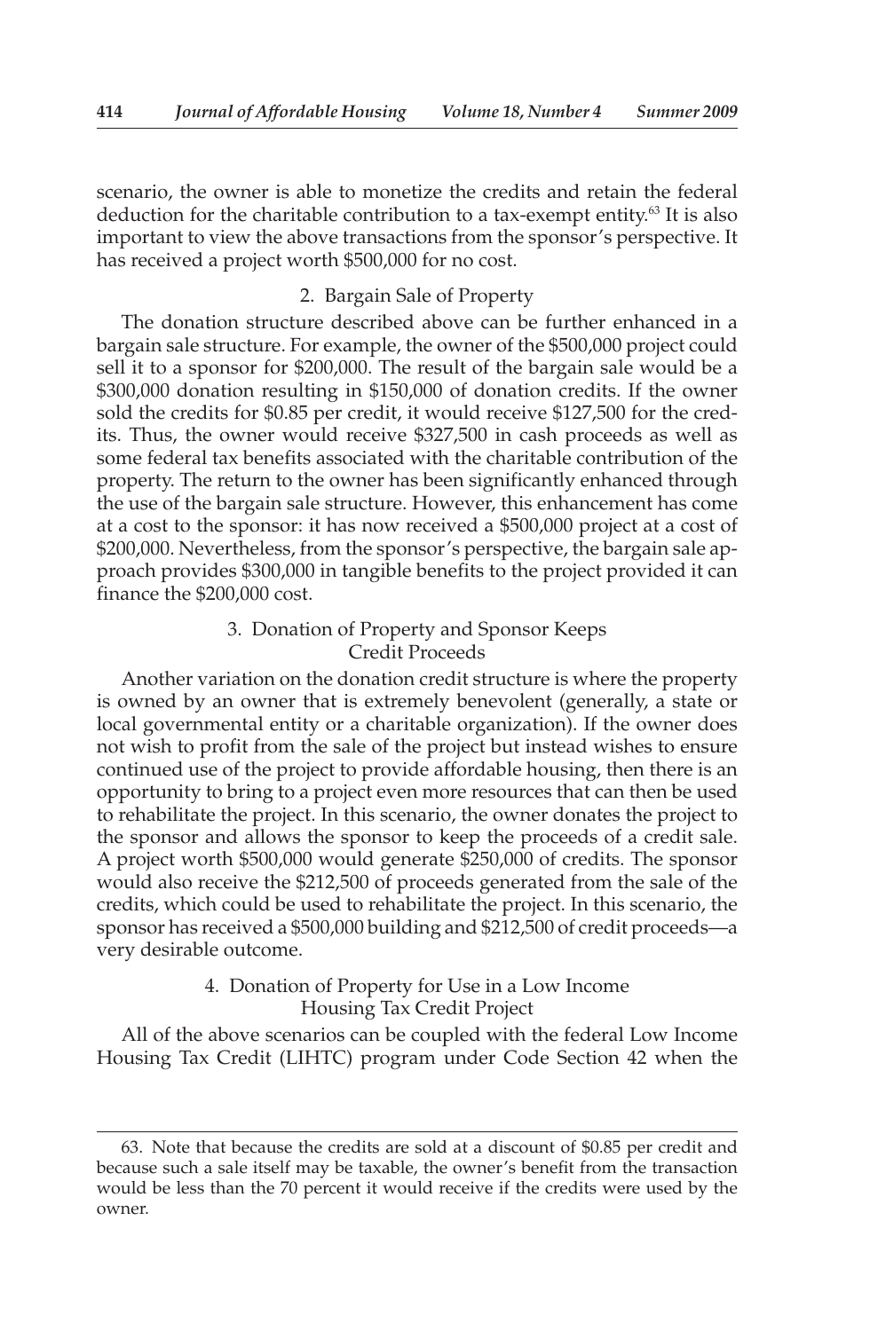scenario, the owner is able to monetize the credits and retain the federal deduction for the charitable contribution to a tax-exempt entity.[63] It is also important to view the above transactions from the sponsor's perspective. It has received a project worth $500,000 for no cost.

### 2. Bargain Sale of Property

The donation structure described above can be further enhanced in a bargain sale structure. For example, the owner of the $500,000 project could sell it to a sponsor for $200,000. The result of the bargain sale would be a $300,000 donation resulting in $150,000 of donation credits. If the owner sold the credits for $0.85 per credit, it would receive $127,500 for the credits. Thus, the owner would receive $327,500 in cash proceeds as well as some federal tax benefits associated with the charitable contribution of the property. The return to the owner has been significantly enhanced through the use of the bargain sale structure. However, this enhancement has come at a cost to the sponsor: it has now received a $500,000 project at a cost of $200,000. Nevertheless, from the sponsor's perspective, the bargain sale approach provides $300,000 in tangible benefits to the project provided it can finance the $200,000 cost.

### 3. Donation of Property and Sponsor Keeps Credit Proceeds

Another variation on the donation credit structure is where the property is owned by an owner that is extremely benevolent (generally, a state or local governmental entity or a charitable organization). If the owner does not wish to profit from the sale of the project but instead wishes to ensure continued use of the project to provide affordable housing, then there is an opportunity to bring to a project even more resources that can then be used to rehabilitate the project. In this scenario, the owner donates the project to the sponsor and allows the sponsor to keep the proceeds of a credit sale. A project worth $500,000 would generate $250,000 of credits. The sponsor would also receive the $212,500 of proceeds generated from the sale of the credits, which could be used to rehabilitate the project. In this scenario, the sponsor has received a $500,000 building and $212,500 of credit proceeds—a very desirable outcome.

### 4. Donation of Property for Use in a Low Income Housing Tax Credit Project

All of the above scenarios can be coupled with the federal Low Income Housing Tax Credit (LIHTC) program under Code Section 42 when the

---

63. Note that because the credits are sold at a discount of $0.85 per credit and because such a sale itself may be taxable, the owner's benefit from the transaction would be less than the 70 percent it would receive if the credits were used by the owner.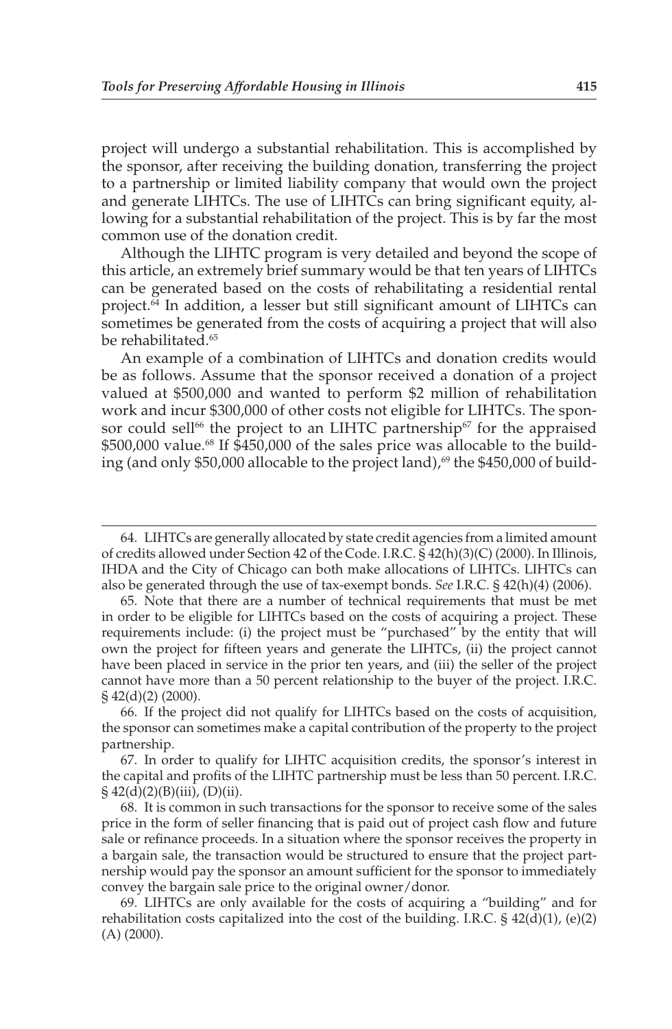project will undergo a substantial rehabilitation. This is accomplished by the sponsor, after receiving the building donation, transferring the project to a partnership or limited liability company that would own the project and generate LIHTCs. The use of LIHTCs can bring significant equity, allowing for a substantial rehabilitation of the project. This is by far the most common use of the donation credit.

Although the LIHTC program is very detailed and beyond the scope of this article, an extremely brief summary would be that ten years of LIHTCs can be generated based on the costs of rehabilitating a residential rental project.[64] In addition, a lesser but still significant amount of LIHTCs can sometimes be generated from the costs of acquiring a project that will also be rehabilitated.[65]

An example of a combination of LIHTCs and donation credits would be as follows. Assume that the sponsor received a donation of a project valued at $500,000 and wanted to perform $2 million of rehabilitation work and incur $300,000 of other costs not eligible for LIHTCs. The sponsor could sell[66] the project to an LIHTC partnership[67] for the appraised $500,000 value.[68] If $450,000 of the sales price was allocable to the building (and only $50,000 allocable to the project land),[69] the $450,000 of build-

---

64. LIHTCs are generally allocated by state credit agencies from a limited amount of credits allowed under Section 42 of the Code. I.R.C. § 42(h)(3)(C) (2000). In Illinois, IHDA and the City of Chicago can both make allocations of LIHTCs. LIHTCs can also be generated through the use of tax-exempt bonds. *See* I.R.C. § 42(h)(4) (2006).

65. Note that there are a number of technical requirements that must be met in order to be eligible for LIHTCs based on the costs of acquiring a project. These requirements include: (i) the project must be "purchased" by the entity that will own the project for fifteen years and generate the LIHTCs, (ii) the project cannot have been placed in service in the prior ten years, and (iii) the seller of the project cannot have more than a 50 percent relationship to the buyer of the project. I.R.C. § 42(d)(2) (2000).

66. If the project did not qualify for LIHTCs based on the costs of acquisition, the sponsor can sometimes make a capital contribution of the property to the project partnership.

67. In order to qualify for LIHTC acquisition credits, the sponsor's interest in the capital and profits of the LIHTC partnership must be less than 50 percent. I.R.C. § 42(d)(2)(B)(iii), (D)(ii).

68. It is common in such transactions for the sponsor to receive some of the sales price in the form of seller financing that is paid out of project cash flow and future sale or refinance proceeds. In a situation where the sponsor receives the property in a bargain sale, the transaction would be structured to ensure that the project partnership would pay the sponsor an amount sufficient for the sponsor to immediately convey the bargain sale price to the original owner/donor.

69. LIHTCs are only available for the costs of acquiring a "building" and for rehabilitation costs capitalized into the cost of the building. I.R.C. § 42(d)(1), (e)(2)(A) (2000).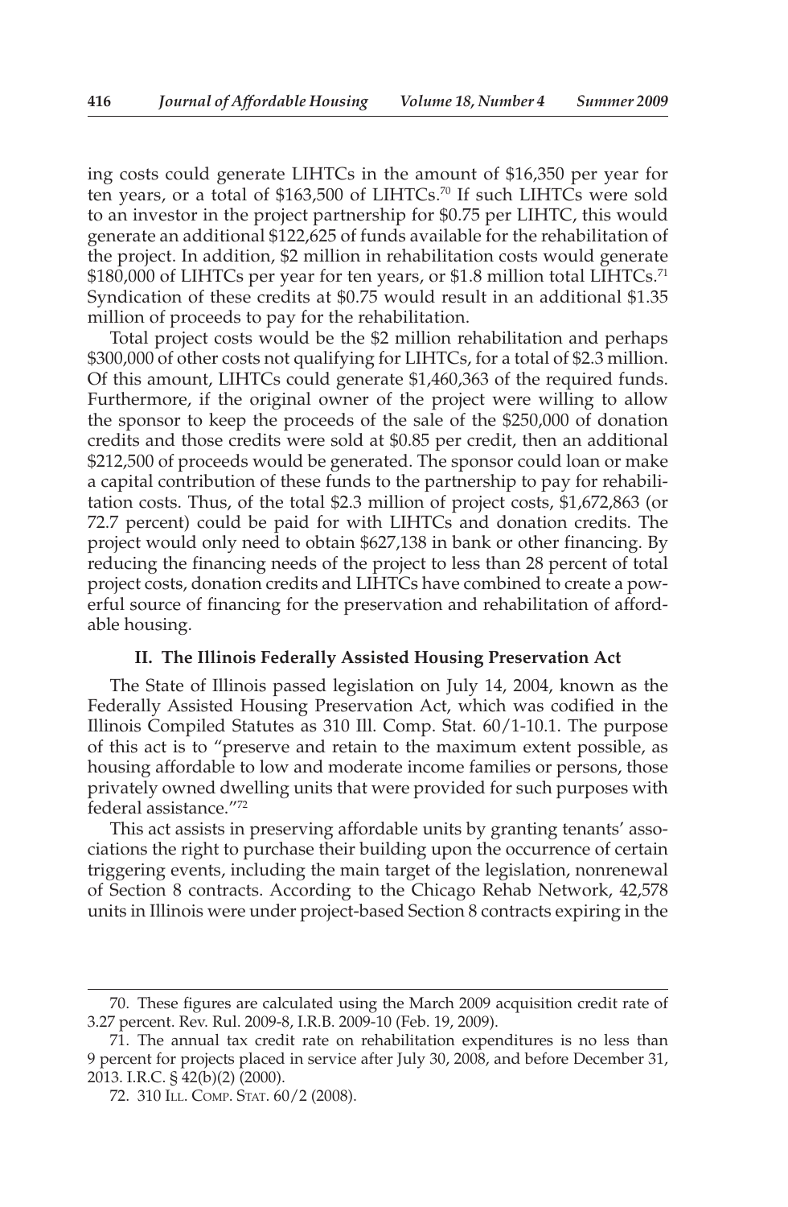ing costs could generate LIHTCs in the amount of $16,350 per year for ten years, or a total of $163,500 of LIHTCs.[70] If such LIHTCs were sold to an investor in the project partnership for $0.75 per LIHTC, this would generate an additional $122,625 of funds available for the rehabilitation of the project. In addition, $2 million in rehabilitation costs would generate $180,000 of LIHTCs per year for ten years, or $1.8 million total LIHTCs.[71] Syndication of these credits at $0.75 would result in an additional $1.35 million of proceeds to pay for the rehabilitation.

Total project costs would be the $2 million rehabilitation and perhaps $300,000 of other costs not qualifying for LIHTCs, for a total of $2.3 million. Of this amount, LIHTCs could generate $1,460,363 of the required funds. Furthermore, if the original owner of the project were willing to allow the sponsor to keep the proceeds of the sale of the $250,000 of donation credits and those credits were sold at $0.85 per credit, then an additional $212,500 of proceeds would be generated. The sponsor could loan or make a capital contribution of these funds to the partnership to pay for rehabilitation costs. Thus, of the total $2.3 million of project costs, $1,672,863 (or 72.7 percent) could be paid for with LIHTCs and donation credits. The project would only need to obtain $627,138 in bank or other financing. By reducing the financing needs of the project to less than 28 percent of total project costs, donation credits and LIHTCs have combined to create a powerful source of financing for the preservation and rehabilitation of affordable housing.

### II. The Illinois Federally Assisted Housing Preservation Act

The State of Illinois passed legislation on July 14, 2004, known as the Federally Assisted Housing Preservation Act, which was codified in the Illinois Compiled Statutes as 310 Ill. Comp. Stat. 60/1-10.1. The purpose of this act is to "preserve and retain to the maximum extent possible, as housing affordable to low and moderate income families or persons, those privately owned dwelling units that were provided for such purposes with federal assistance."[72]

This act assists in preserving affordable units by granting tenants' associations the right to purchase their building upon the occurrence of certain triggering events, including the main target of the legislation, nonrenewal of Section 8 contracts. According to the Chicago Rehab Network, 42,578 units in Illinois were under project-based Section 8 contracts expiring in the

---

70. These figures are calculated using the March 2009 acquisition credit rate of 3.27 percent. Rev. Rul. 2009-8, I.R.B. 2009-10 (Feb. 19, 2009).

71. The annual tax credit rate on rehabilitation expenditures is no less than 9 percent for projects placed in service after July 30, 2008, and before December 31, 2013. I.R.C. § 42(b)(2) (2000).

72. 310 Ill. Comp. Stat. 60/2 (2008).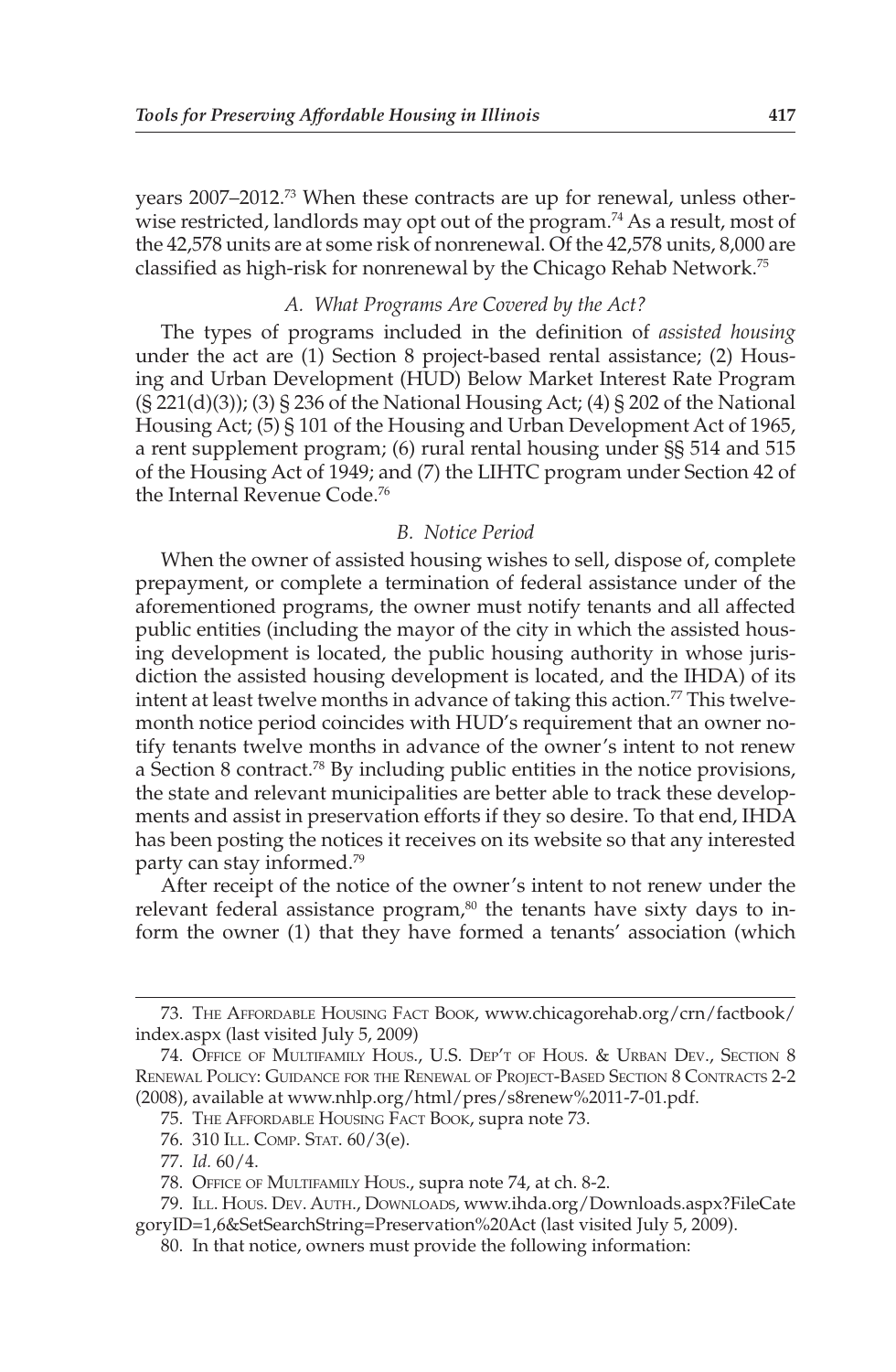years 2007–2012.[73] When these contracts are up for renewal, unless otherwise restricted, landlords may opt out of the program.[74] As a result, most of the 42,578 units are at some risk of nonrenewal. Of the 42,578 units, 8,000 are classified as high-risk for nonrenewal by the Chicago Rehab Network.[75]

### *A. What Programs Are Covered by the Act?*

The types of programs included in the definition of *assisted housing* under the act are (1) Section 8 project-based rental assistance; (2) Housing and Urban Development (HUD) Below Market Interest Rate Program (§ 221(d)(3)); (3) § 236 of the National Housing Act; (4) § 202 of the National Housing Act; (5) § 101 of the Housing and Urban Development Act of 1965, a rent supplement program; (6) rural rental housing under §§ 514 and 515 of the Housing Act of 1949; and (7) the LIHTC program under Section 42 of the Internal Revenue Code.[76]

### *B. Notice Period*

When the owner of assisted housing wishes to sell, dispose of, complete prepayment, or complete a termination of federal assistance under of the aforementioned programs, the owner must notify tenants and all affected public entities (including the mayor of the city in which the assisted housing development is located, the public housing authority in whose jurisdiction the assisted housing development is located, and the IHDA) of its intent at least twelve months in advance of taking this action.[77] This twelve-month notice period coincides with HUD's requirement that an owner notify tenants twelve months in advance of the owner's intent to not renew a Section 8 contract.[78] By including public entities in the notice provisions, the state and relevant municipalities are better able to track these developments and assist in preservation efforts if they so desire. To that end, IHDA has been posting the notices it receives on its website so that any interested party can stay informed.[79]

After receipt of the notice of the owner's intent to not renew under the relevant federal assistance program,[80] the tenants have sixty days to inform the owner (1) that they have formed a tenants' association (which

---

73. The Affordable Housing Fact Book, www.chicagorehab.org/crn/factbook/index.aspx (last visited July 5, 2009)

74. Office of Multifamily Hous., U.S. Dep't of Hous. & Urban Dev., Section 8 Renewal Policy: Guidance for the Renewal of Project-Based Section 8 Contracts 2-2 (2008), available at www.nhlp.org/html/pres/s8renew%2011-7-01.pdf.

75. The Affordable Housing Fact Book, supra note 73.

76. 310 Ill. Comp. Stat. 60/3(e).

77. *Id.* 60/4.

78. Office of Multifamily Hous., supra note 74, at ch. 8-2.

79. Ill. Hous. Dev. Auth., Downloads, www.ihda.org/Downloads.aspx?FileCategoryID=1,6&SetSearchString=Preservation%20Act (last visited July 5, 2009).

80. In that notice, owners must provide the following information: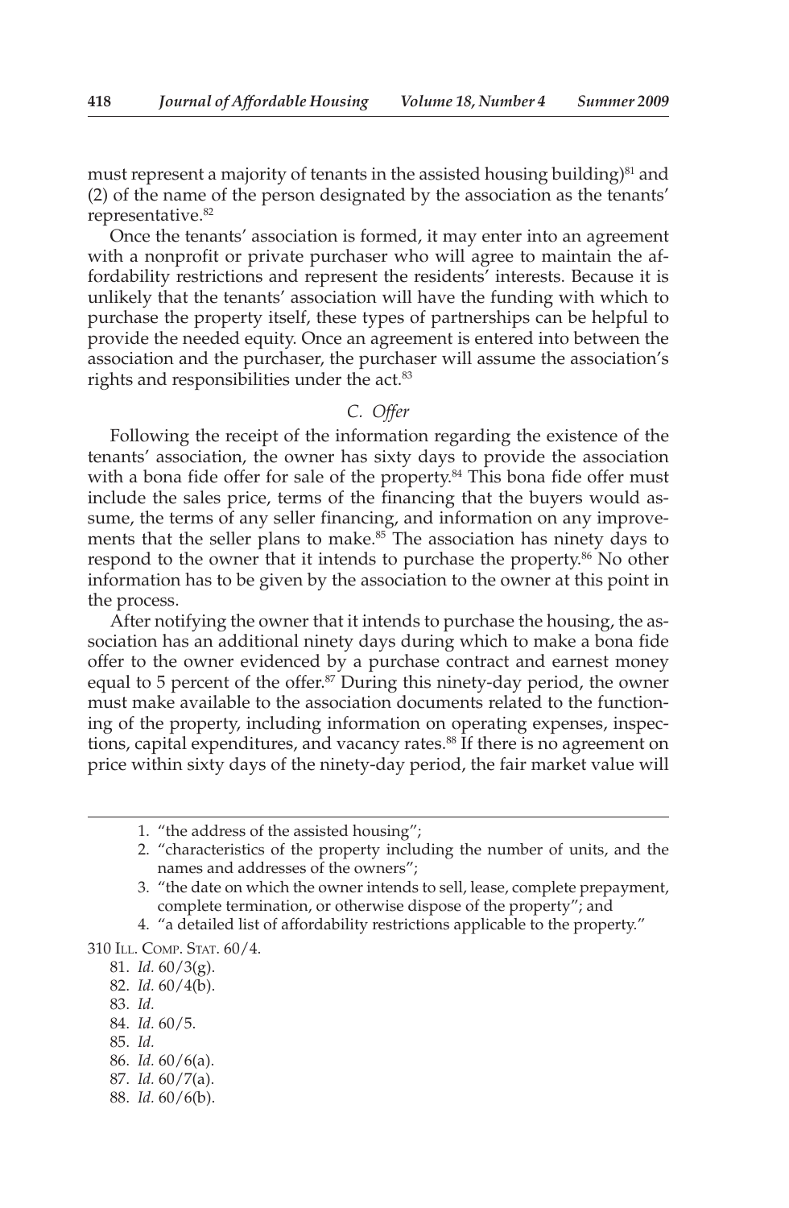must represent a majority of tenants in the assisted housing building)[81] and (2) of the name of the person designated by the association as the tenants' representative.[82]

Once the tenants' association is formed, it may enter into an agreement with a nonprofit or private purchaser who will agree to maintain the affordability restrictions and represent the residents' interests. Because it is unlikely that the tenants' association will have the funding with which to purchase the property itself, these types of partnerships can be helpful to provide the needed equity. Once an agreement is entered into between the association and the purchaser, the purchaser will assume the association's rights and responsibilities under the act.[83]

### *C. Offer*

Following the receipt of the information regarding the existence of the tenants' association, the owner has sixty days to provide the association with a bona fide offer for sale of the property.[84] This bona fide offer must include the sales price, terms of the financing that the buyers would assume, the terms of any seller financing, and information on any improvements that the seller plans to make.[85] The association has ninety days to respond to the owner that it intends to purchase the property.[86] No other information has to be given by the association to the owner at this point in the process.

After notifying the owner that it intends to purchase the housing, the association has an additional ninety days during which to make a bona fide offer to the owner evidenced by a purchase contract and earnest money equal to 5 percent of the offer.[87] During this ninety-day period, the owner must make available to the association documents related to the functioning of the property, including information on operating expenses, inspections, capital expenditures, and vacancy rates.[88] If there is no agreement on price within sixty days of the ninety-day period, the fair market value will

---

1. "the address of the assisted housing";
2. "characteristics of the property including the number of units, and the names and addresses of the owners";
3. "the date on which the owner intends to sell, lease, complete prepayment, complete termination, or otherwise dispose of the property"; and
4. "a detailed list of affordability restrictions applicable to the property."

310 Ill. Comp. Stat. 60/4.

81. *Id.* 60/3(g).

82. *Id.* 60/4(b).

83. *Id.*

84. *Id.* 60/5.

85. *Id.*

86. *Id.* 60/6(a).

87. *Id.* 60/7(a).

88. *Id.* 60/6(b).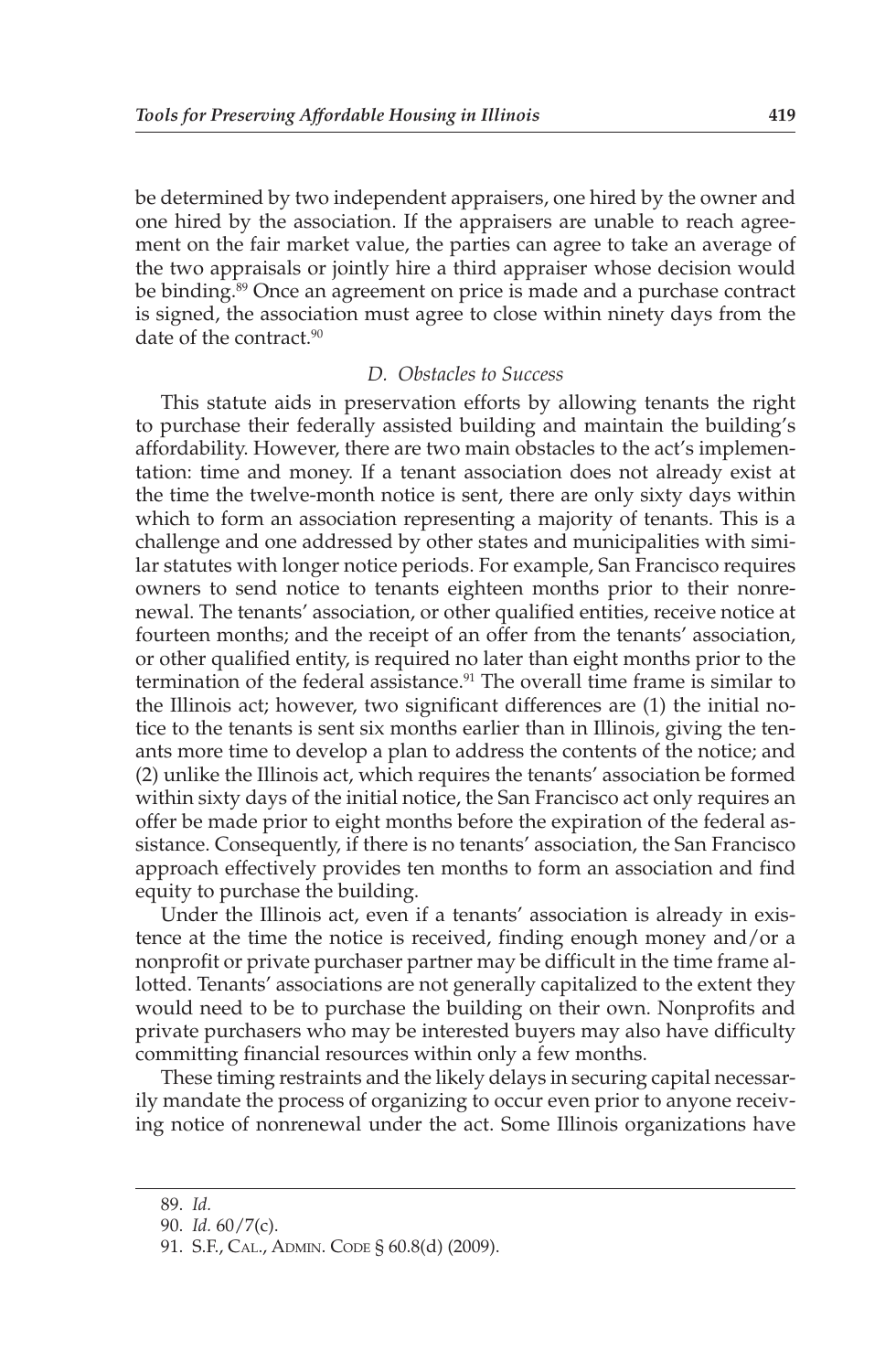be determined by two independent appraisers, one hired by the owner and one hired by the association. If the appraisers are unable to reach agreement on the fair market value, the parties can agree to take an average of the two appraisals or jointly hire a third appraiser whose decision would be binding.[89] Once an agreement on price is made and a purchase contract is signed, the association must agree to close within ninety days from the date of the contract.[90]

### *D. Obstacles to Success*

This statute aids in preservation efforts by allowing tenants the right to purchase their federally assisted building and maintain the building's affordability. However, there are two main obstacles to the act's implementation: time and money. If a tenant association does not already exist at the time the twelve-month notice is sent, there are only sixty days within which to form an association representing a majority of tenants. This is a challenge and one addressed by other states and municipalities with similar statutes with longer notice periods. For example, San Francisco requires owners to send notice to tenants eighteen months prior to their nonrenewal. The tenants' association, or other qualified entities, receive notice at fourteen months; and the receipt of an offer from the tenants' association, or other qualified entity, is required no later than eight months prior to the termination of the federal assistance.[91] The overall time frame is similar to the Illinois act; however, two significant differences are (1) the initial notice to the tenants is sent six months earlier than in Illinois, giving the tenants more time to develop a plan to address the contents of the notice; and (2) unlike the Illinois act, which requires the tenants' association be formed within sixty days of the initial notice, the San Francisco act only requires an offer be made prior to eight months before the expiration of the federal assistance. Consequently, if there is no tenants' association, the San Francisco approach effectively provides ten months to form an association and find equity to purchase the building.

Under the Illinois act, even if a tenants' association is already in existence at the time the notice is received, finding enough money and/or a nonprofit or private purchaser partner may be difficult in the time frame allotted. Tenants' associations are not generally capitalized to the extent they would need to be to purchase the building on their own. Nonprofits and private purchasers who may be interested buyers may also have difficulty committing financial resources within only a few months.

These timing restraints and the likely delays in securing capital necessarily mandate the process of organizing to occur even prior to anyone receiving notice of nonrenewal under the act. Some Illinois organizations have

---

89. *Id.*

90. *Id.* 60/7(c).

91. S.F., CAL., ADMIN. CODE § 60.8(d) (2009).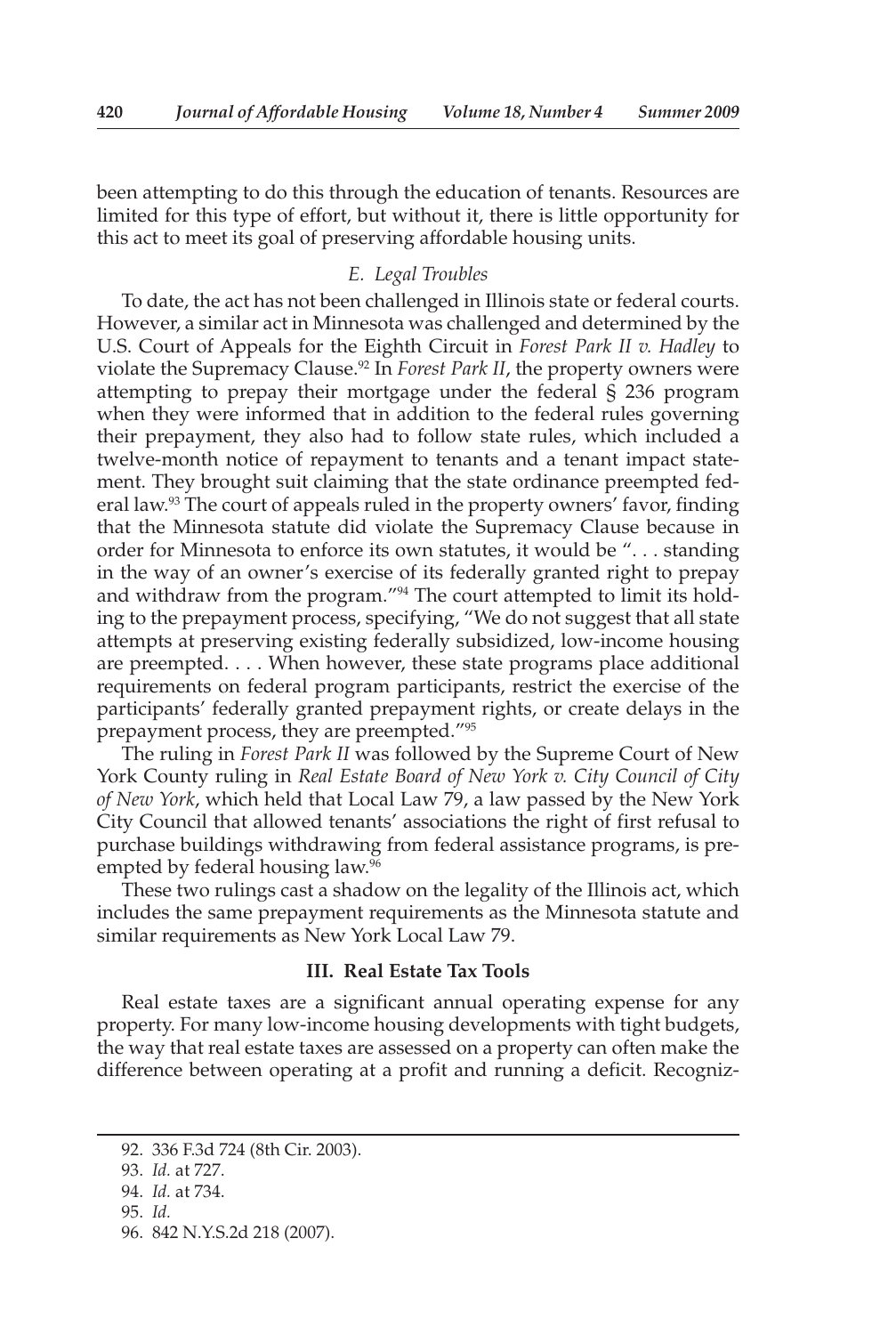been attempting to do this through the education of tenants. Resources are limited for this type of effort, but without it, there is little opportunity for this act to meet its goal of preserving affordable housing units.

### *E. Legal Troubles*

To date, the act has not been challenged in Illinois state or federal courts. However, a similar act in Minnesota was challenged and determined by the U.S. Court of Appeals for the Eighth Circuit in *Forest Park II v. Hadley* to violate the Supremacy Clause.[92] In *Forest Park II*, the property owners were attempting to prepay their mortgage under the federal § 236 program when they were informed that in addition to the federal rules governing their prepayment, they also had to follow state rules, which included a twelve-month notice of repayment to tenants and a tenant impact statement. They brought suit claiming that the state ordinance preempted federal law.[93] The court of appeals ruled in the property owners' favor, finding that the Minnesota statute did violate the Supremacy Clause because in order for Minnesota to enforce its own statutes, it would be ". . . standing in the way of an owner's exercise of its federally granted right to prepay and withdraw from the program."[94] The court attempted to limit its holding to the prepayment process, specifying, "We do not suggest that all state attempts at preserving existing federally subsidized, low-income housing are preempted. . . . When however, these state programs place additional requirements on federal program participants, restrict the exercise of the participants' federally granted prepayment rights, or create delays in the prepayment process, they are preempted."[95]

The ruling in *Forest Park II* was followed by the Supreme Court of New York County ruling in *Real Estate Board of New York v. City Council of City of New York*, which held that Local Law 79, a law passed by the New York City Council that allowed tenants' associations the right of first refusal to purchase buildings withdrawing from federal assistance programs, is preempted by federal housing law.[96]

These two rulings cast a shadow on the legality of the Illinois act, which includes the same prepayment requirements as the Minnesota statute and similar requirements as New York Local Law 79.

## III. Real Estate Tax Tools

Real estate taxes are a significant annual operating expense for any property. For many low-income housing developments with tight budgets, the way that real estate taxes are assessed on a property can often make the difference between operating at a profit and running a deficit. Recogniz-

---

92. 336 F.3d 724 (8th Cir. 2003).

93. *Id.* at 727.

94. *Id.* at 734.

95. *Id.*

96. 842 N.Y.S.2d 218 (2007).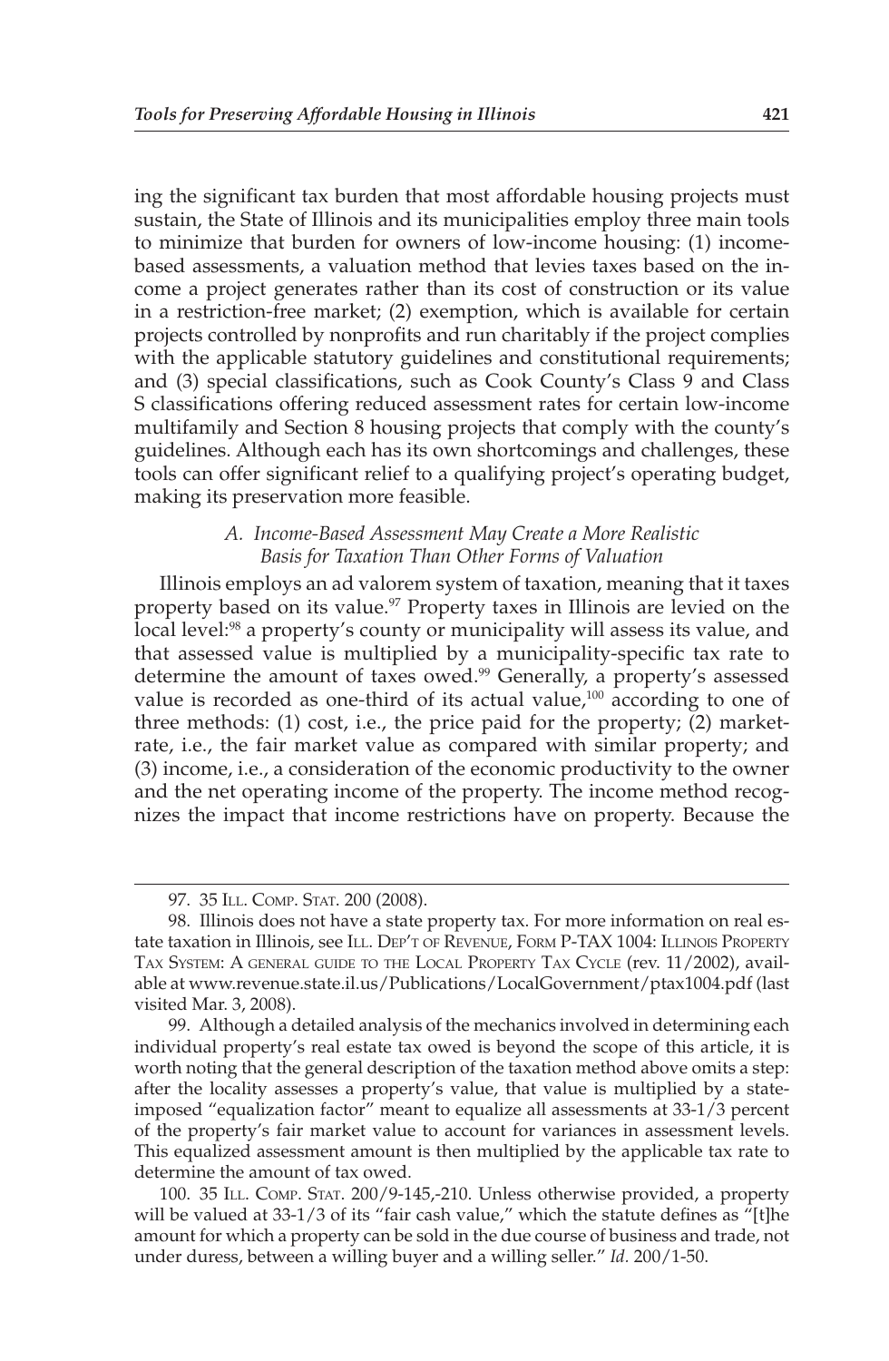ing the significant tax burden that most affordable housing projects must sustain, the State of Illinois and its municipalities employ three main tools to minimize that burden for owners of low-income housing: (1) income-based assessments, a valuation method that levies taxes based on the income a project generates rather than its cost of construction or its value in a restriction-free market; (2) exemption, which is available for certain projects controlled by nonprofits and run charitably if the project complies with the applicable statutory guidelines and constitutional requirements; and (3) special classifications, such as Cook County's Class 9 and Class S classifications offering reduced assessment rates for certain low-income multifamily and Section 8 housing projects that comply with the county's guidelines. Although each has its own shortcomings and challenges, these tools can offer significant relief to a qualifying project's operating budget, making its preservation more feasible.

### *A. Income-Based Assessment May Create a More Realistic Basis for Taxation Than Other Forms of Valuation*

Illinois employs an ad valorem system of taxation, meaning that it taxes property based on its value.[97] Property taxes in Illinois are levied on the local level:[98] a property's county or municipality will assess its value, and that assessed value is multiplied by a municipality-specific tax rate to determine the amount of taxes owed.[99] Generally, a property's assessed value is recorded as one-third of its actual value,[100] according to one of three methods: (1) cost, i.e., the price paid for the property; (2) market-rate, i.e., the fair market value as compared with similar property; and (3) income, i.e., a consideration of the economic productivity to the owner and the net operating income of the property. The income method recognizes the impact that income restrictions have on property. Because the

---

97. 35 ILL. COMP. STAT. 200 (2008).

98. Illinois does not have a state property tax. For more information on real estate taxation in Illinois, see ILL. DEP'T OF REVENUE, FORM P-TAX 1004: ILLINOIS PROPERTY TAX SYSTEM: A GENERAL GUIDE TO THE LOCAL PROPERTY TAX CYCLE (rev. 11/2002), available at www.revenue.state.il.us/Publications/LocalGovernment/ptax1004.pdf (last visited Mar. 3, 2008).

99. Although a detailed analysis of the mechanics involved in determining each individual property's real estate tax owed is beyond the scope of this article, it is worth noting that the general description of the taxation method above omits a step: after the locality assesses a property's value, that value is multiplied by a state-imposed "equalization factor" meant to equalize all assessments at 33-1/3 percent of the property's fair market value to account for variances in assessment levels. This equalized assessment amount is then multiplied by the applicable tax rate to determine the amount of tax owed.

100. 35 ILL. COMP. STAT. 200/9-145,-210. Unless otherwise provided, a property will be valued at 33-1/3 of its "fair cash value," which the statute defines as "[t]he amount for which a property can be sold in the due course of business and trade, not under duress, between a willing buyer and a willing seller." *Id.* 200/1-50.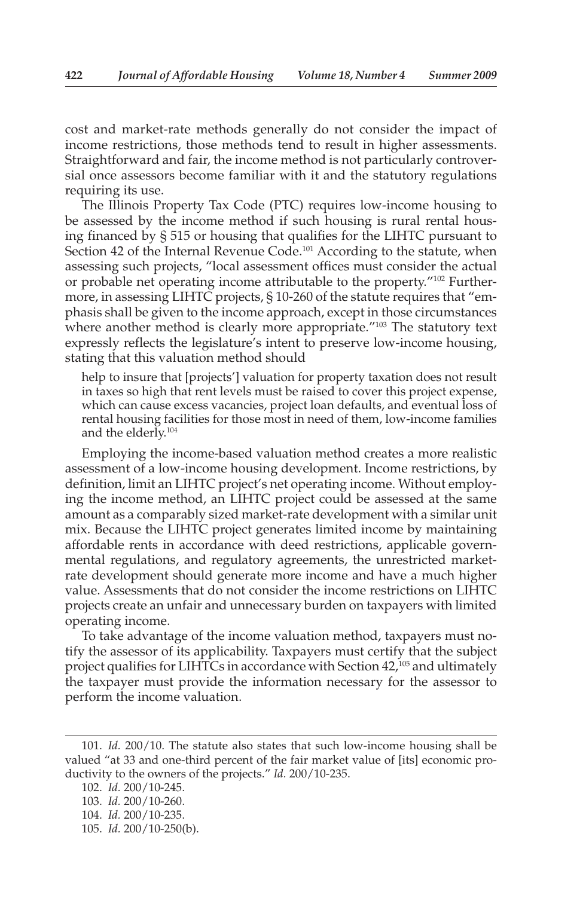cost and market-rate methods generally do not consider the impact of income restrictions, those methods tend to result in higher assessments. Straightforward and fair, the income method is not particularly controversial once assessors become familiar with it and the statutory regulations requiring its use.

The Illinois Property Tax Code (PTC) requires low-income housing to be assessed by the income method if such housing is rural rental housing financed by § 515 or housing that qualifies for the LIHTC pursuant to Section 42 of the Internal Revenue Code.[101] According to the statute, when assessing such projects, "local assessment offices must consider the actual or probable net operating income attributable to the property."[102] Furthermore, in assessing LIHTC projects, § 10-260 of the statute requires that "emphasis shall be given to the income approach, except in those circumstances where another method is clearly more appropriate."[103] The statutory text expressly reflects the legislature's intent to preserve low-income housing, stating that this valuation method should

> help to insure that [projects'] valuation for property taxation does not result in taxes so high that rent levels must be raised to cover this project expense, which can cause excess vacancies, project loan defaults, and eventual loss of rental housing facilities for those most in need of them, low-income families and the elderly.[104]

Employing the income-based valuation method creates a more realistic assessment of a low-income housing development. Income restrictions, by definition, limit an LIHTC project's net operating income. Without employing the income method, an LIHTC project could be assessed at the same amount as a comparably sized market-rate development with a similar unit mix. Because the LIHTC project generates limited income by maintaining affordable rents in accordance with deed restrictions, applicable governmental regulations, and regulatory agreements, the unrestricted market-rate development should generate more income and have a much higher value. Assessments that do not consider the income restrictions on LIHTC projects create an unfair and unnecessary burden on taxpayers with limited operating income.

To take advantage of the income valuation method, taxpayers must notify the assessor of its applicability. Taxpayers must certify that the subject project qualifies for LIHTCs in accordance with Section 42,[105] and ultimately the taxpayer must provide the information necessary for the assessor to perform the income valuation.

---

101. *Id.* 200/10. The statute also states that such low-income housing shall be valued "at 33 and one-third percent of the fair market value of [its] economic productivity to the owners of the projects." *Id.* 200/10-235.

102. *Id.* 200/10-245.

103. *Id.* 200/10-260.

104. *Id.* 200/10-235.

105. *Id.* 200/10-250(b).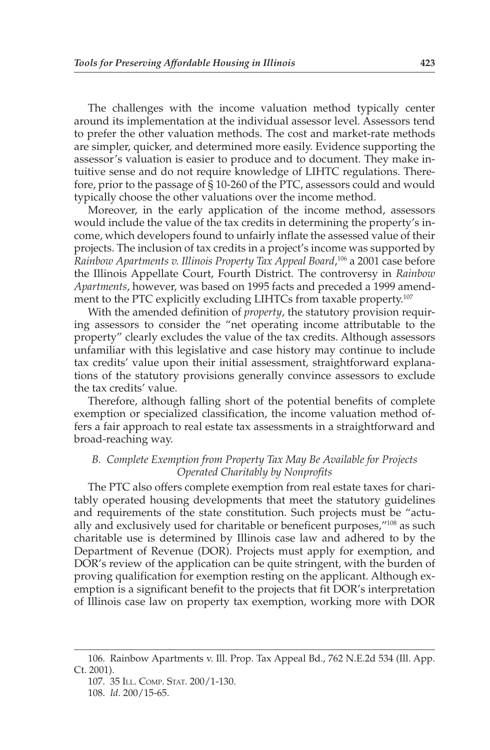The challenges with the income valuation method typically center around its implementation at the individual assessor level. Assessors tend to prefer the other valuation methods. The cost and market-rate methods are simpler, quicker, and determined more easily. Evidence supporting the assessor's valuation is easier to produce and to document. They make intuitive sense and do not require knowledge of LIHTC regulations. Therefore, prior to the passage of § 10-260 of the PTC, assessors could and would typically choose the other valuations over the income method.

Moreover, in the early application of the income method, assessors would include the value of the tax credits in determining the property's income, which developers found to unfairly inflate the assessed value of their projects. The inclusion of tax credits in a project's income was supported by *Rainbow Apartments v. Illinois Property Tax Appeal Board*,[106] a 2001 case before the Illinois Appellate Court, Fourth District. The controversy in *Rainbow Apartments*, however, was based on 1995 facts and preceded a 1999 amendment to the PTC explicitly excluding LIHTCs from taxable property.[107]

With the amended definition of *property*, the statutory provision requiring assessors to consider the "net operating income attributable to the property" clearly excludes the value of the tax credits. Although assessors unfamiliar with this legislative and case history may continue to include tax credits' value upon their initial assessment, straightforward explanations of the statutory provisions generally convince assessors to exclude the tax credits' value.

Therefore, although falling short of the potential benefits of complete exemption or specialized classification, the income valuation method offers a fair approach to real estate tax assessments in a straightforward and broad-reaching way.

### *B. Complete Exemption from Property Tax May Be Available for Projects Operated Charitably by Nonprofits*

The PTC also offers complete exemption from real estate taxes for charitably operated housing developments that meet the statutory guidelines and requirements of the state constitution. Such projects must be "actually and exclusively used for charitable or beneficent purposes,"[108] as such charitable use is determined by Illinois case law and adhered to by the Department of Revenue (DOR). Projects must apply for exemption, and DOR's review of the application can be quite stringent, with the burden of proving qualification for exemption resting on the applicant. Although exemption is a significant benefit to the projects that fit DOR's interpretation of Illinois case law on property tax exemption, working more with DOR

---

106. Rainbow Apartments v. Ill. Prop. Tax Appeal Bd., 762 N.E.2d 534 (Ill. App. Ct. 2001).

107. 35 Ill. Comp. Stat. 200/1-130.

108. *Id.* 200/15-65.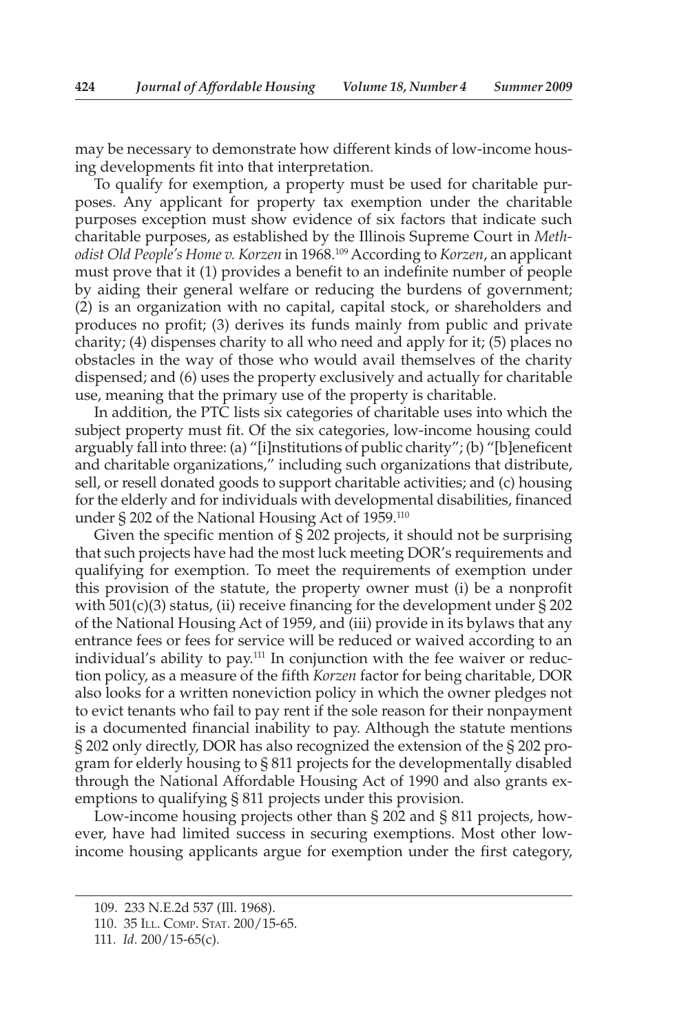may be necessary to demonstrate how different kinds of low-income housing developments fit into that interpretation.

To qualify for exemption, a property must be used for charitable purposes. Any applicant for property tax exemption under the charitable purposes exception must show evidence of six factors that indicate such charitable purposes, as established by the Illinois Supreme Court in *Methodist Old People's Home v. Korzen* in 1968.[109] According to *Korzen*, an applicant must prove that it (1) provides a benefit to an indefinite number of people by aiding their general welfare or reducing the burdens of government; (2) is an organization with no capital, capital stock, or shareholders and produces no profit; (3) derives its funds mainly from public and private charity; (4) dispenses charity to all who need and apply for it; (5) places no obstacles in the way of those who would avail themselves of the charity dispensed; and (6) uses the property exclusively and actually for charitable use, meaning that the primary use of the property is charitable.

In addition, the PTC lists six categories of charitable uses into which the subject property must fit. Of the six categories, low-income housing could arguably fall into three: (a) "[i]nstitutions of public charity"; (b) "[b]eneficent and charitable organizations," including such organizations that distribute, sell, or resell donated goods to support charitable activities; and (c) housing for the elderly and for individuals with developmental disabilities, financed under § 202 of the National Housing Act of 1959.[110]

Given the specific mention of § 202 projects, it should not be surprising that such projects have had the most luck meeting DOR's requirements and qualifying for exemption. To meet the requirements of exemption under this provision of the statute, the property owner must (i) be a nonprofit with 501(c)(3) status, (ii) receive financing for the development under § 202 of the National Housing Act of 1959, and (iii) provide in its bylaws that any entrance fees or fees for service will be reduced or waived according to an individual's ability to pay.[111] In conjunction with the fee waiver or reduction policy, as a measure of the fifth *Korzen* factor for being charitable, DOR also looks for a written noneviction policy in which the owner pledges not to evict tenants who fail to pay rent if the sole reason for their nonpayment is a documented financial inability to pay. Although the statute mentions § 202 only directly, DOR has also recognized the extension of the § 202 program for elderly housing to § 811 projects for the developmentally disabled through the National Affordable Housing Act of 1990 and also grants exemptions to qualifying § 811 projects under this provision.

Low-income housing projects other than § 202 and § 811 projects, however, have had limited success in securing exemptions. Most other low-income housing applicants argue for exemption under the first category,

---

109. 233 N.E.2d 537 (Ill. 1968).

110. 35 Ill. Comp. Stat. 200/15-65.

111. *Id.* 200/15-65(c).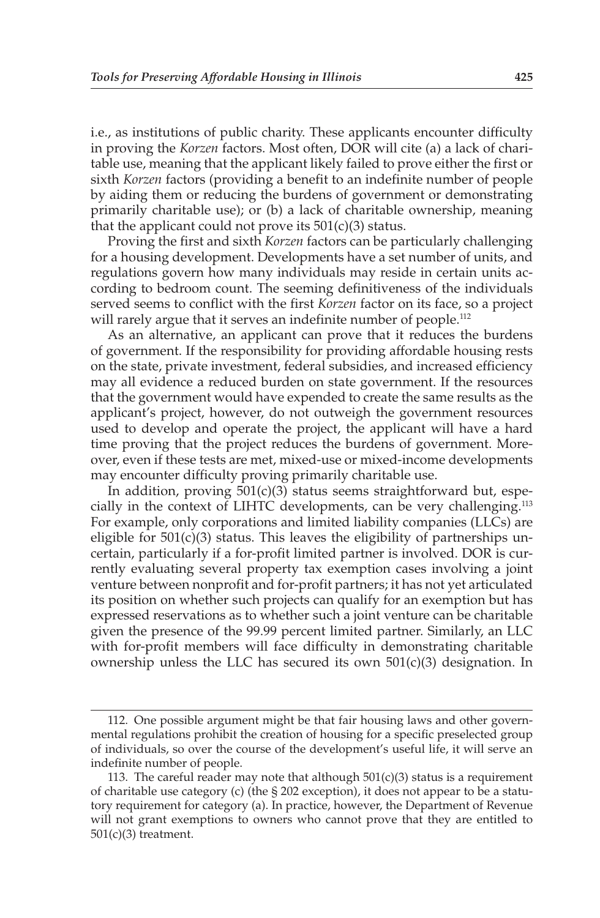i.e., as institutions of public charity. These applicants encounter difficulty in proving the *Korzen* factors. Most often, DOR will cite (a) a lack of charitable use, meaning that the applicant likely failed to prove either the first or sixth *Korzen* factors (providing a benefit to an indefinite number of people by aiding them or reducing the burdens of government or demonstrating primarily charitable use); or (b) a lack of charitable ownership, meaning that the applicant could not prove its 501(c)(3) status.

Proving the first and sixth *Korzen* factors can be particularly challenging for a housing development. Developments have a set number of units, and regulations govern how many individuals may reside in certain units according to bedroom count. The seeming definitiveness of the individuals served seems to conflict with the first *Korzen* factor on its face, so a project will rarely argue that it serves an indefinite number of people.[112]

As an alternative, an applicant can prove that it reduces the burdens of government. If the responsibility for providing affordable housing rests on the state, private investment, federal subsidies, and increased efficiency may all evidence a reduced burden on state government. If the resources that the government would have expended to create the same results as the applicant's project, however, do not outweigh the government resources used to develop and operate the project, the applicant will have a hard time proving that the project reduces the burdens of government. Moreover, even if these tests are met, mixed-use or mixed-income developments may encounter difficulty proving primarily charitable use.

In addition, proving 501(c)(3) status seems straightforward but, especially in the context of LIHTC developments, can be very challenging.[113] For example, only corporations and limited liability companies (LLCs) are eligible for 501(c)(3) status. This leaves the eligibility of partnerships uncertain, particularly if a for-profit limited partner is involved. DOR is currently evaluating several property tax exemption cases involving a joint venture between nonprofit and for-profit partners; it has not yet articulated its position on whether such projects can qualify for an exemption but has expressed reservations as to whether such a joint venture can be charitable given the presence of the 99.99 percent limited partner. Similarly, an LLC with for-profit members will face difficulty in demonstrating charitable ownership unless the LLC has secured its own 501(c)(3) designation. In

---

112. One possible argument might be that fair housing laws and other governmental regulations prohibit the creation of housing for a specific preselected group of individuals, so over the course of the development's useful life, it will serve an indefinite number of people.

113. The careful reader may note that although 501(c)(3) status is a requirement of charitable use category (c) (the § 202 exception), it does not appear to be a statutory requirement for category (a). In practice, however, the Department of Revenue will not grant exemptions to owners who cannot prove that they are entitled to 501(c)(3) treatment.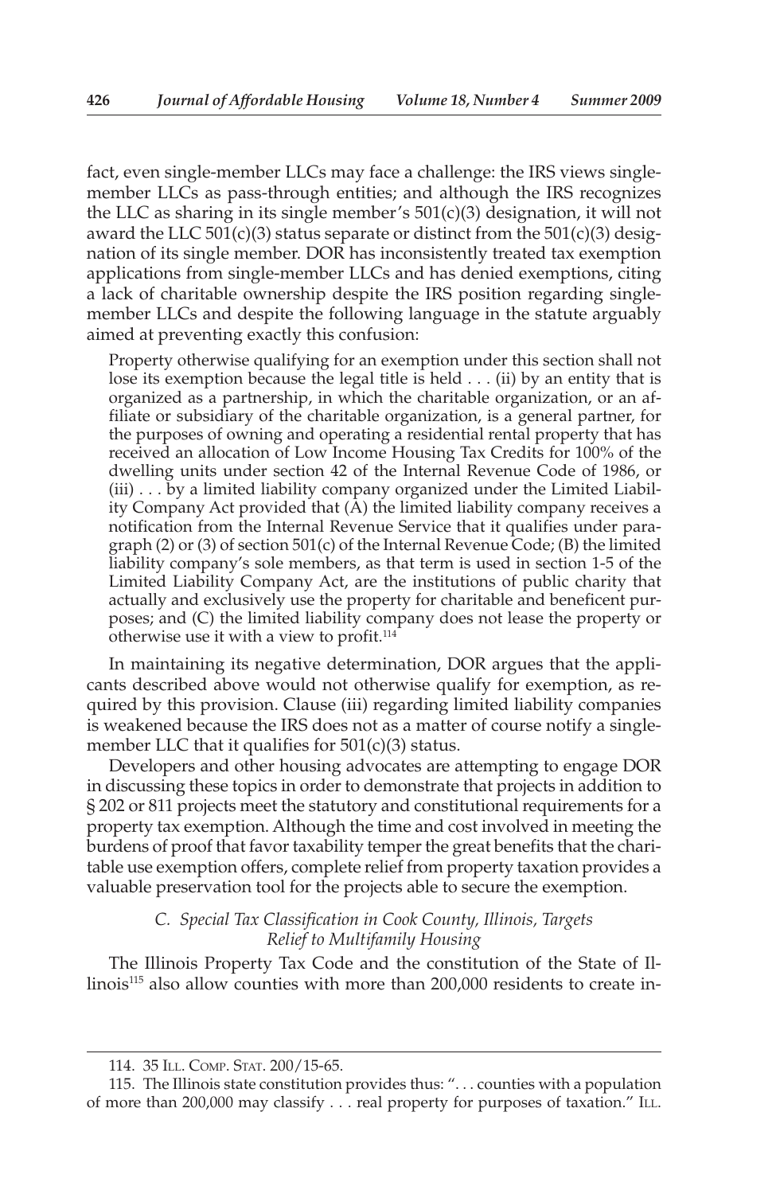fact, even single-member LLCs may face a challenge: the IRS views single-member LLCs as pass-through entities; and although the IRS recognizes the LLC as sharing in its single member's 501(c)(3) designation, it will not award the LLC 501(c)(3) status separate or distinct from the 501(c)(3) designation of its single member. DOR has inconsistently treated tax exemption applications from single-member LLCs and has denied exemptions, citing a lack of charitable ownership despite the IRS position regarding single-member LLCs and despite the following language in the statute arguably aimed at preventing exactly this confusion:

> Property otherwise qualifying for an exemption under this section shall not lose its exemption because the legal title is held . . . (ii) by an entity that is organized as a partnership, in which the charitable organization, or an affiliate or subsidiary of the charitable organization, is a general partner, for the purposes of owning and operating a residential rental property that has received an allocation of Low Income Housing Tax Credits for 100% of the dwelling units under section 42 of the Internal Revenue Code of 1986, or (iii) . . . by a limited liability company organized under the Limited Liability Company Act provided that (A) the limited liability company receives a notification from the Internal Revenue Service that it qualifies under paragraph (2) or (3) of section 501(c) of the Internal Revenue Code; (B) the limited liability company's sole members, as that term is used in section 1-5 of the Limited Liability Company Act, are the institutions of public charity that actually and exclusively use the property for charitable and beneficent purposes; and (C) the limited liability company does not lease the property or otherwise use it with a view to profit.[114]

In maintaining its negative determination, DOR argues that the applicants described above would not otherwise qualify for exemption, as required by this provision. Clause (iii) regarding limited liability companies is weakened because the IRS does not as a matter of course notify a single-member LLC that it qualifies for 501(c)(3) status.

Developers and other housing advocates are attempting to engage DOR in discussing these topics in order to demonstrate that projects in addition to § 202 or 811 projects meet the statutory and constitutional requirements for a property tax exemption. Although the time and cost involved in meeting the burdens of proof that favor taxability temper the great benefits that the charitable use exemption offers, complete relief from property taxation provides a valuable preservation tool for the projects able to secure the exemption.

### *C. Special Tax Classification in Cook County, Illinois, Targets Relief to Multifamily Housing*

The Illinois Property Tax Code and the constitution of the State of Illinois[115] also allow counties with more than 200,000 residents to create in-

---

114. 35 Ill. Comp. Stat. 200/15-65.

115. The Illinois state constitution provides thus: ". . . counties with a population of more than 200,000 may classify . . . real property for purposes of taxation." Ill.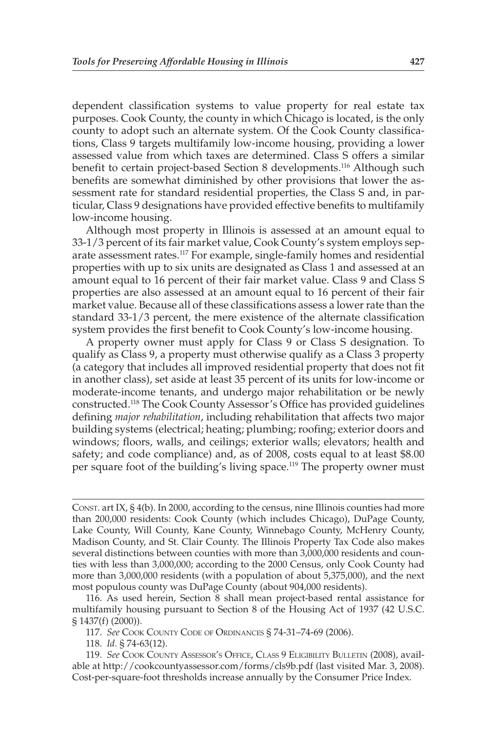dependent classification systems to value property for real estate tax purposes. Cook County, the county in which Chicago is located, is the only county to adopt such an alternate system. Of the Cook County classifications, Class 9 targets multifamily low-income housing, providing a lower assessed value from which taxes are determined. Class S offers a similar benefit to certain project-based Section 8 developments.[116] Although such benefits are somewhat diminished by other provisions that lower the assessment rate for standard residential properties, the Class S and, in particular, Class 9 designations have provided effective benefits to multifamily low-income housing.

Although most property in Illinois is assessed at an amount equal to 33-1/3 percent of its fair market value, Cook County's system employs separate assessment rates.[117] For example, single-family homes and residential properties with up to six units are designated as Class 1 and assessed at an amount equal to 16 percent of their fair market value. Class 9 and Class S properties are also assessed at an amount equal to 16 percent of their fair market value. Because all of these classifications assess a lower rate than the standard 33-1/3 percent, the mere existence of the alternate classification system provides the first benefit to Cook County's low-income housing.

A property owner must apply for Class 9 or Class S designation. To qualify as Class 9, a property must otherwise qualify as a Class 3 property (a category that includes all improved residential property that does not fit in another class), set aside at least 35 percent of its units for low-income or moderate-income tenants, and undergo major rehabilitation or be newly constructed.[118] The Cook County Assessor's Office has provided guidelines defining *major rehabilitation*, including rehabilitation that affects two major building systems (electrical; heating; plumbing; roofing; exterior doors and windows; floors, walls, and ceilings; exterior walls; elevators; health and safety; and code compliance) and, as of 2008, costs equal to at least $8.00 per square foot of the building's living space.[119] The property owner must

---

Const. art IX, § 4(b). In 2000, according to the census, nine Illinois counties had more than 200,000 residents: Cook County (which includes Chicago), DuPage County, Lake County, Will County, Kane County, Winnebago County, McHenry County, Madison County, and St. Clair County. The Illinois Property Tax Code also makes several distinctions between counties with more than 3,000,000 residents and counties with less than 3,000,000; according to the 2000 Census, only Cook County had more than 3,000,000 residents (with a population of about 5,375,000), and the next most populous county was DuPage County (about 904,000 residents).

116. As used herein, Section 8 shall mean project-based rental assistance for multifamily housing pursuant to Section 8 of the Housing Act of 1937 (42 U.S.C. § 1437(f) (2000)).

117. *See* Cook County Code of Ordinances § 74-31–74-69 (2006).

118. *Id.* § 74-63(12).

119. *See* Cook County Assessor's Office, Class 9 Eligibility Bulletin (2008), available at http://cookcountyassessor.com/forms/cls9b.pdf (last visited Mar. 3, 2008). Cost-per-square-foot thresholds increase annually by the Consumer Price Index.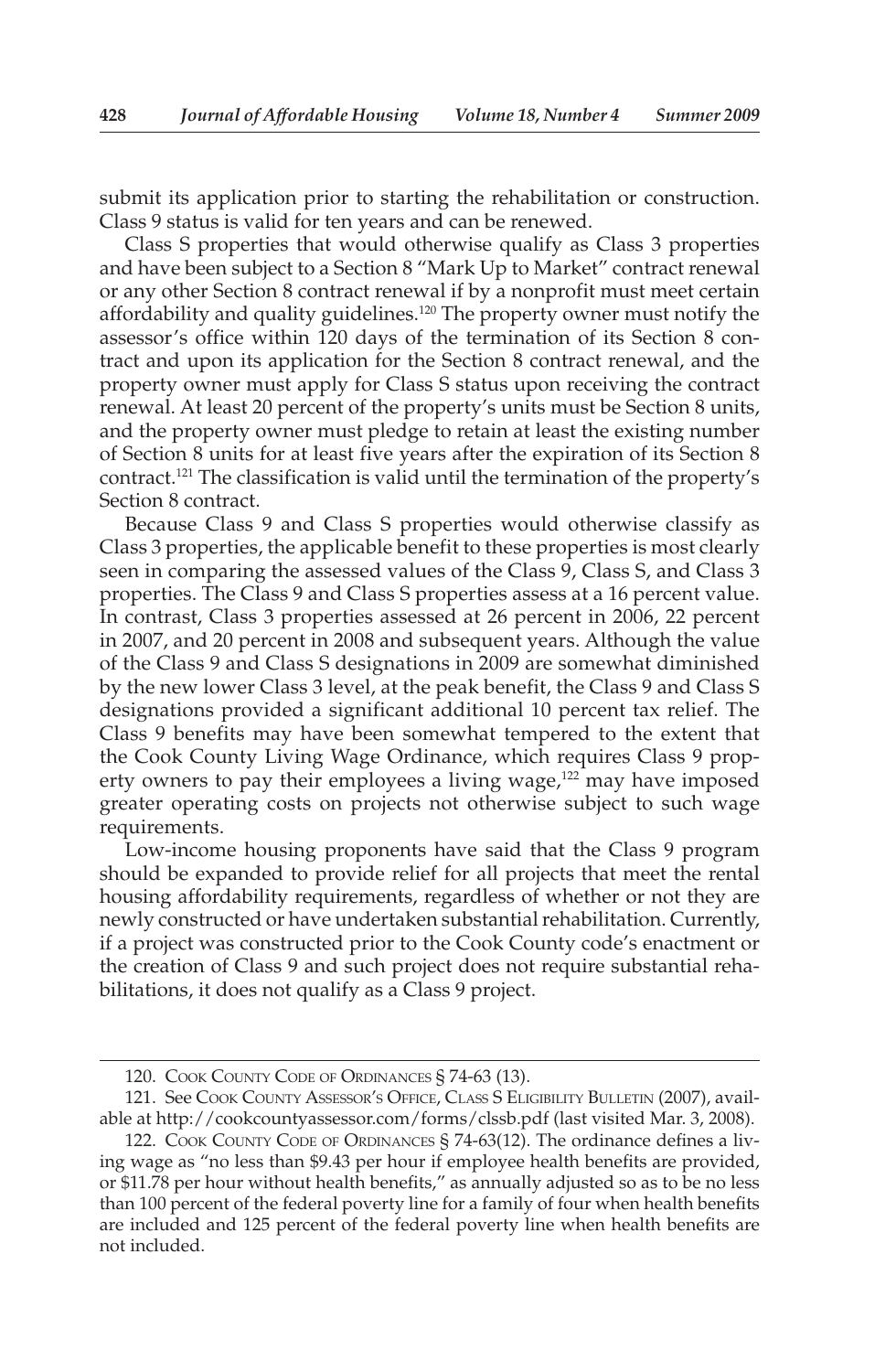submit its application prior to starting the rehabilitation or construction. Class 9 status is valid for ten years and can be renewed.

Class S properties that would otherwise qualify as Class 3 properties and have been subject to a Section 8 "Mark Up to Market" contract renewal or any other Section 8 contract renewal if by a nonprofit must meet certain affordability and quality guidelines.[120] The property owner must notify the assessor's office within 120 days of the termination of its Section 8 contract and upon its application for the Section 8 contract renewal, and the property owner must apply for Class S status upon receiving the contract renewal. At least 20 percent of the property's units must be Section 8 units, and the property owner must pledge to retain at least the existing number of Section 8 units for at least five years after the expiration of its Section 8 contract.[121] The classification is valid until the termination of the property's Section 8 contract.

Because Class 9 and Class S properties would otherwise classify as Class 3 properties, the applicable benefit to these properties is most clearly seen in comparing the assessed values of the Class 9, Class S, and Class 3 properties. The Class 9 and Class S properties assess at a 16 percent value. In contrast, Class 3 properties assessed at 26 percent in 2006, 22 percent in 2007, and 20 percent in 2008 and subsequent years. Although the value of the Class 9 and Class S designations in 2009 are somewhat diminished by the new lower Class 3 level, at the peak benefit, the Class 9 and Class S designations provided a significant additional 10 percent tax relief. The Class 9 benefits may have been somewhat tempered to the extent that the Cook County Living Wage Ordinance, which requires Class 9 property owners to pay their employees a living wage,[122] may have imposed greater operating costs on projects not otherwise subject to such wage requirements.

Low-income housing proponents have said that the Class 9 program should be expanded to provide relief for all projects that meet the rental housing affordability requirements, regardless of whether or not they are newly constructed or have undertaken substantial rehabilitation. Currently, if a project was constructed prior to the Cook County code's enactment or the creation of Class 9 and such project does not require substantial rehabilitations, it does not qualify as a Class 9 project.

---

120. Cook County Code of Ordinances § 74-63 (13).

121. See Cook County Assessor's Office, Class S Eligibility Bulletin (2007), available at http://cookcountyassessor.com/forms/clssb.pdf (last visited Mar. 3, 2008).

122. Cook County Code of Ordinances § 74-63(12). The ordinance defines a living wage as "no less than $9.43 per hour if employee health benefits are provided, or $11.78 per hour without health benefits," as annually adjusted so as to be no less than 100 percent of the federal poverty line for a family of four when health benefits are included and 125 percent of the federal poverty line when health benefits are not included.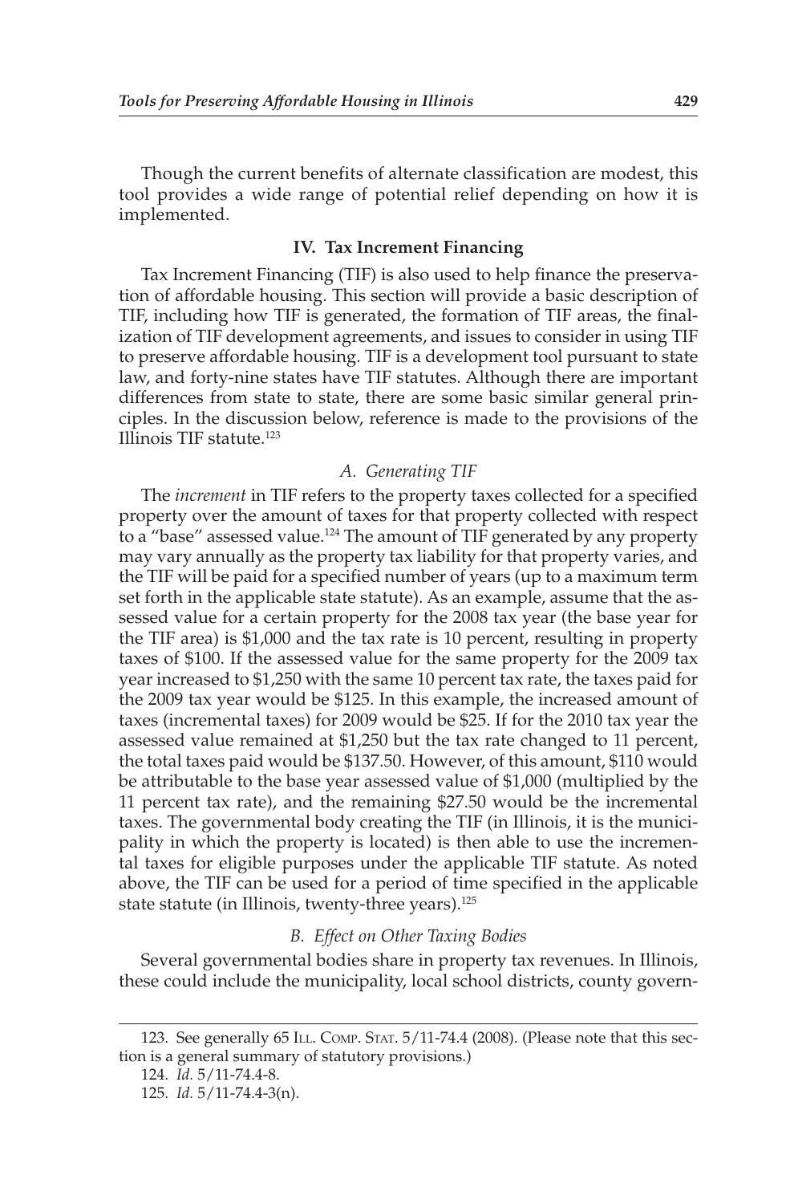Though the current benefits of alternate classification are modest, this tool provides a wide range of potential relief depending on how it is implemented.

## IV. Tax Increment Financing

Tax Increment Financing (TIF) is also used to help finance the preservation of affordable housing. This section will provide a basic description of TIF, including how TIF is generated, the formation of TIF areas, the finalization of TIF development agreements, and issues to consider in using TIF to preserve affordable housing. TIF is a development tool pursuant to state law, and forty-nine states have TIF statutes. Although there are important differences from state to state, there are some basic similar general principles. In the discussion below, reference is made to the provisions of the Illinois TIF statute.[123]

### *A. Generating TIF*

The *increment* in TIF refers to the property taxes collected for a specified property over the amount of taxes for that property collected with respect to a "base" assessed value.[124] The amount of TIF generated by any property may vary annually as the property tax liability for that property varies, and the TIF will be paid for a specified number of years (up to a maximum term set forth in the applicable state statute). As an example, assume that the assessed value for a certain property for the 2008 tax year (the base year for the TIF area) is $1,000 and the tax rate is 10 percent, resulting in property taxes of $100. If the assessed value for the same property for the 2009 tax year increased to $1,250 with the same 10 percent tax rate, the taxes paid for the 2009 tax year would be $125. In this example, the increased amount of taxes (incremental taxes) for 2009 would be $25. If for the 2010 tax year the assessed value remained at $1,250 but the tax rate changed to 11 percent, the total taxes paid would be $137.50. However, of this amount, $110 would be attributable to the base year assessed value of $1,000 (multiplied by the 11 percent tax rate), and the remaining $27.50 would be the incremental taxes. The governmental body creating the TIF (in Illinois, it is the municipality in which the property is located) is then able to use the incremental taxes for eligible purposes under the applicable TIF statute. As noted above, the TIF can be used for a period of time specified in the applicable state statute (in Illinois, twenty-three years).[125]

### *B. Effect on Other Taxing Bodies*

Several governmental bodies share in property tax revenues. In Illinois, these could include the municipality, local school districts, county govern-

---

123. See generally 65 Ill. Comp. Stat. 5/11-74.4 (2008). (Please note that this section is a general summary of statutory provisions.)

124. *Id.* 5/11-74.4-8.

125. *Id.* 5/11-74.4-3(n).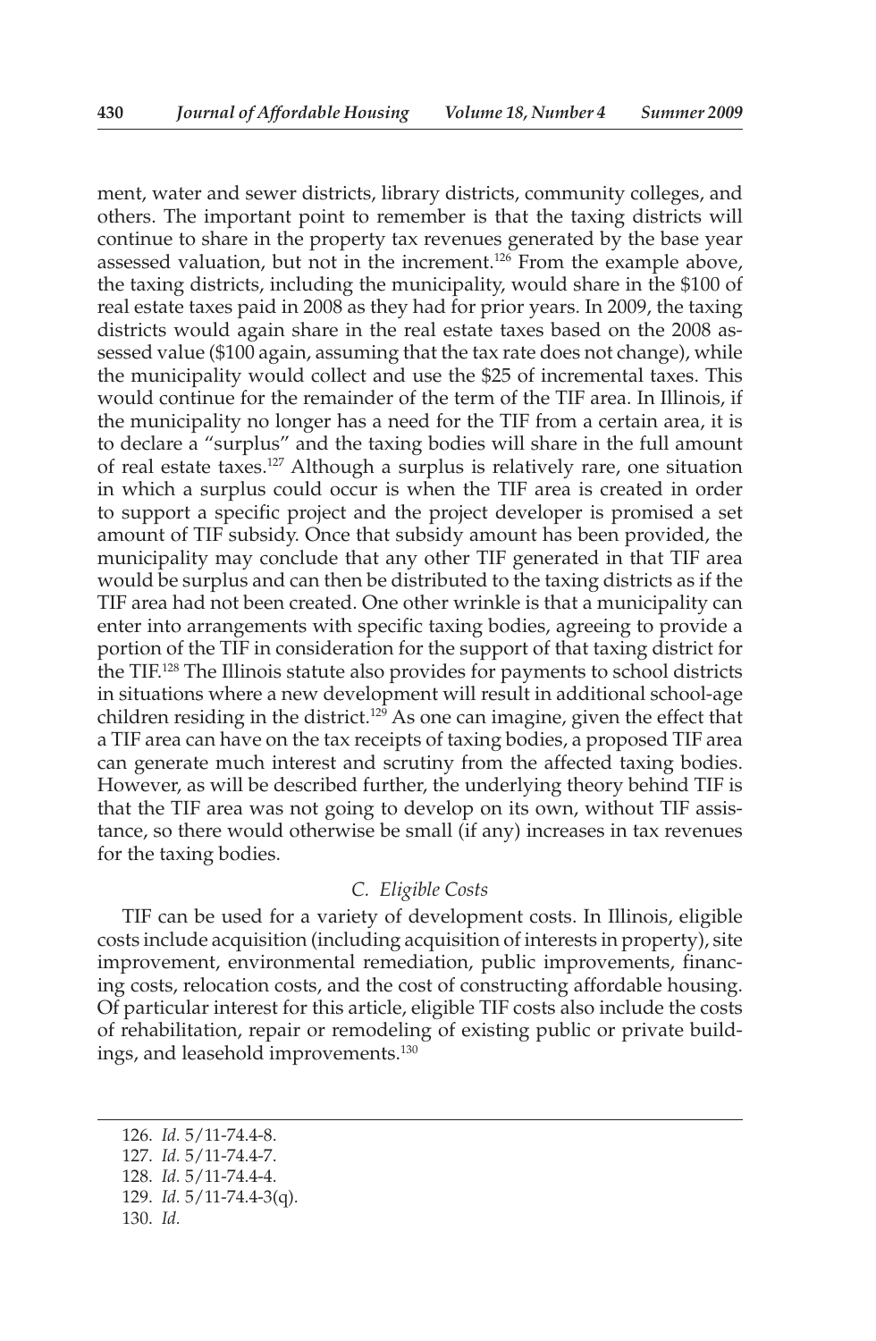ment, water and sewer districts, library districts, community colleges, and others. The important point to remember is that the taxing districts will continue to share in the property tax revenues generated by the base year assessed valuation, but not in the increment.[126] From the example above, the taxing districts, including the municipality, would share in the $100 of real estate taxes paid in 2008 as they had for prior years. In 2009, the taxing districts would again share in the real estate taxes based on the 2008 assessed value ($100 again, assuming that the tax rate does not change), while the municipality would collect and use the $25 of incremental taxes. This would continue for the remainder of the term of the TIF area. In Illinois, if the municipality no longer has a need for the TIF from a certain area, it is to declare a "surplus" and the taxing bodies will share in the full amount of real estate taxes.[127] Although a surplus is relatively rare, one situation in which a surplus could occur is when the TIF area is created in order to support a specific project and the project developer is promised a set amount of TIF subsidy. Once that subsidy amount has been provided, the municipality may conclude that any other TIF generated in that TIF area would be surplus and can then be distributed to the taxing districts as if the TIF area had not been created. One other wrinkle is that a municipality can enter into arrangements with specific taxing bodies, agreeing to provide a portion of the TIF in consideration for the support of that taxing district for the TIF.[128] The Illinois statute also provides for payments to school districts in situations where a new development will result in additional school-age children residing in the district.[129] As one can imagine, given the effect that a TIF area can have on the tax receipts of taxing bodies, a proposed TIF area can generate much interest and scrutiny from the affected taxing bodies. However, as will be described further, the underlying theory behind TIF is that the TIF area was not going to develop on its own, without TIF assistance, so there would otherwise be small (if any) increases in tax revenues for the taxing bodies.

### *C. Eligible Costs*

TIF can be used for a variety of development costs. In Illinois, eligible costs include acquisition (including acquisition of interests in property), site improvement, environmental remediation, public improvements, financing costs, relocation costs, and the cost of constructing affordable housing. Of particular interest for this article, eligible TIF costs also include the costs of rehabilitation, repair or remodeling of existing public or private buildings, and leasehold improvements.[130]

---

126. *Id.* 5/11-74.4-8.

127. *Id.* 5/11-74.4-7.

128. *Id.* 5/11-74.4-4.

129. *Id.* 5/11-74.4-3(q).

130. *Id.*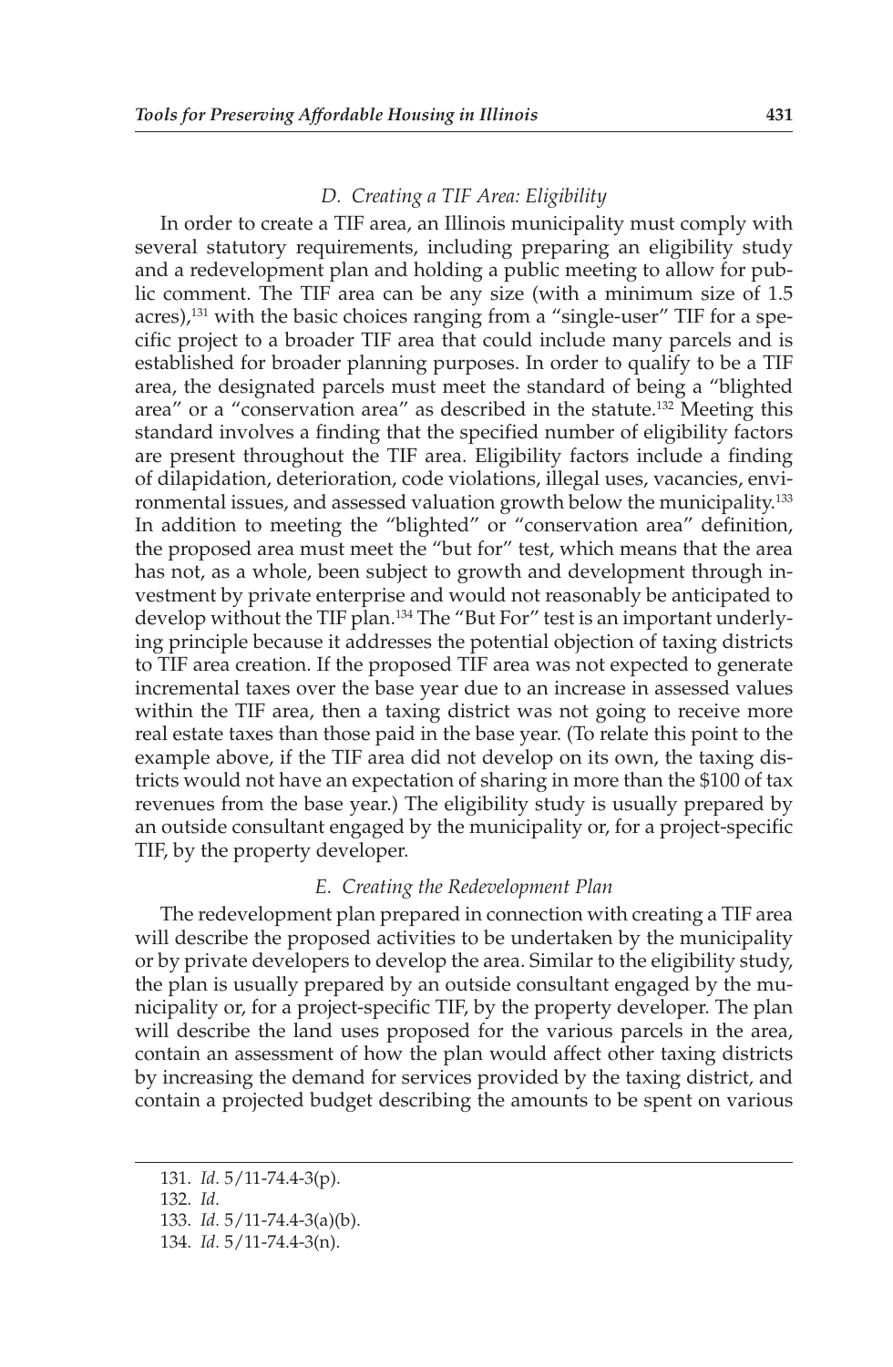### D. Creating a TIF Area: Eligibility

In order to create a TIF area, an Illinois municipality must comply with several statutory requirements, including preparing an eligibility study and a redevelopment plan and holding a public meeting to allow for public comment. The TIF area can be any size (with a minimum size of 1.5 acres),[131] with the basic choices ranging from a "single-user" TIF for a specific project to a broader TIF area that could include many parcels and is established for broader planning purposes. In order to qualify to be a TIF area, the designated parcels must meet the standard of being a "blighted area" or a "conservation area" as described in the statute.[132] Meeting this standard involves a finding that the specified number of eligibility factors are present throughout the TIF area. Eligibility factors include a finding of dilapidation, deterioration, code violations, illegal uses, vacancies, environmental issues, and assessed valuation growth below the municipality.[133] In addition to meeting the "blighted" or "conservation area" definition, the proposed area must meet the "but for" test, which means that the area has not, as a whole, been subject to growth and development through investment by private enterprise and would not reasonably be anticipated to develop without the TIF plan.[134] The "But For" test is an important underlying principle because it addresses the potential objection of taxing districts to TIF area creation. If the proposed TIF area was not expected to generate incremental taxes over the base year due to an increase in assessed values within the TIF area, then a taxing district was not going to receive more real estate taxes than those paid in the base year. (To relate this point to the example above, if the TIF area did not develop on its own, the taxing districts would not have an expectation of sharing in more than the $100 of tax revenues from the base year.) The eligibility study is usually prepared by an outside consultant engaged by the municipality or, for a project-specific TIF, by the property developer.

### E. Creating the Redevelopment Plan

The redevelopment plan prepared in connection with creating a TIF area will describe the proposed activities to be undertaken by the municipality or by private developers to develop the area. Similar to the eligibility study, the plan is usually prepared by an outside consultant engaged by the municipality or, for a project-specific TIF, by the property developer. The plan will describe the land uses proposed for the various parcels in the area, contain an assessment of how the plan would affect other taxing districts by increasing the demand for services provided by the taxing district, and contain a projected budget describing the amounts to be spent on various

---

131. *Id.* 5/11-74.4-3(p).

132. *Id.*

133. *Id.* 5/11-74.4-3(a)(b).

134. *Id.* 5/11-74.4-3(n).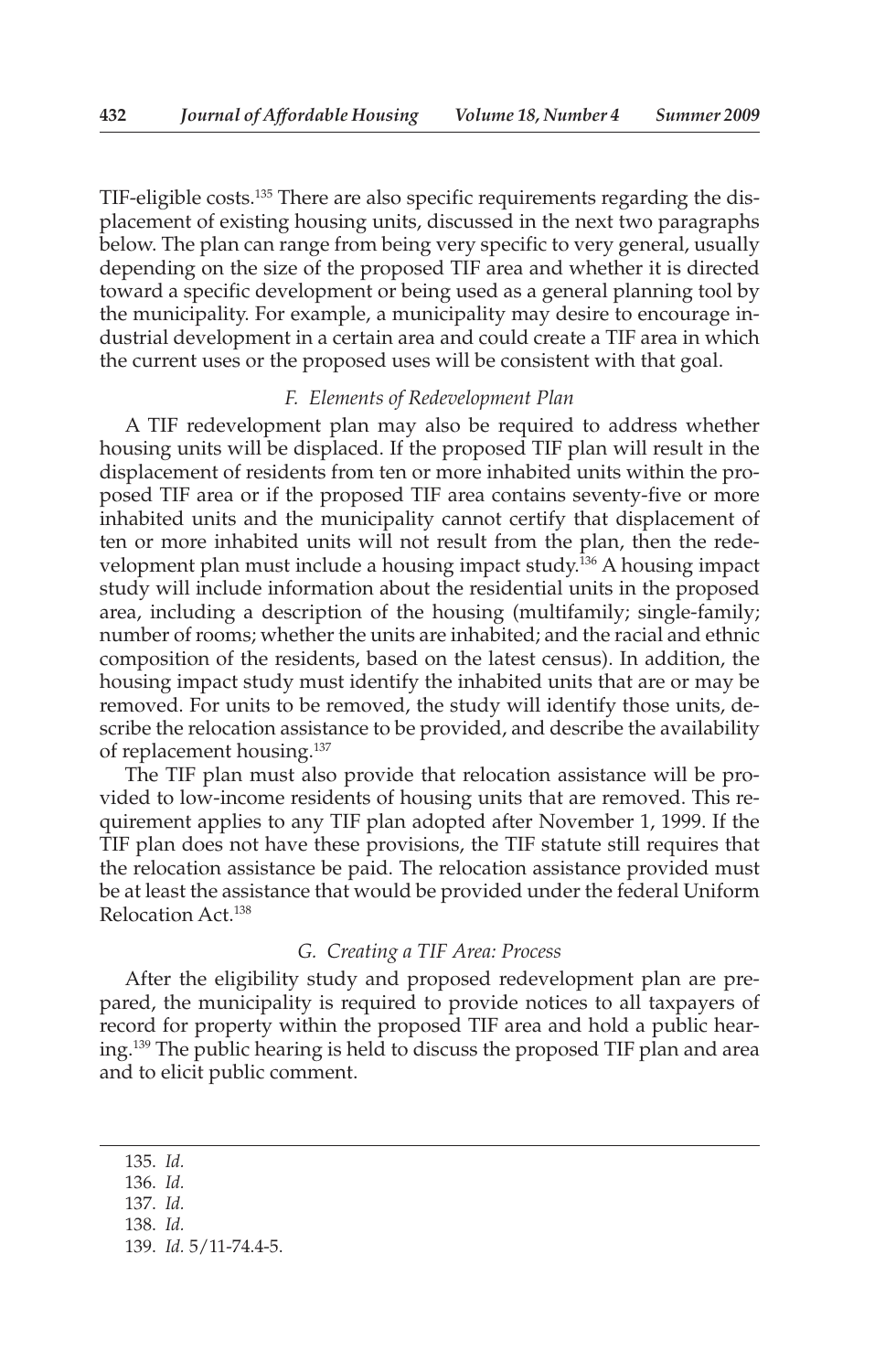TIF-eligible costs.[135] There are also specific requirements regarding the displacement of existing housing units, discussed in the next two paragraphs below. The plan can range from being very specific to very general, usually depending on the size of the proposed TIF area and whether it is directed toward a specific development or being used as a general planning tool by the municipality. For example, a municipality may desire to encourage industrial development in a certain area and could create a TIF area in which the current uses or the proposed uses will be consistent with that goal.

### *F. Elements of Redevelopment Plan*

A TIF redevelopment plan may also be required to address whether housing units will be displaced. If the proposed TIF plan will result in the displacement of residents from ten or more inhabited units within the proposed TIF area or if the proposed TIF area contains seventy-five or more inhabited units and the municipality cannot certify that displacement of ten or more inhabited units will not result from the plan, then the redevelopment plan must include a housing impact study.[136] A housing impact study will include information about the residential units in the proposed area, including a description of the housing (multifamily; single-family; number of rooms; whether the units are inhabited; and the racial and ethnic composition of the residents, based on the latest census). In addition, the housing impact study must identify the inhabited units that are or may be removed. For units to be removed, the study will identify those units, describe the relocation assistance to be provided, and describe the availability of replacement housing.[137]

The TIF plan must also provide that relocation assistance will be provided to low-income residents of housing units that are removed. This requirement applies to any TIF plan adopted after November 1, 1999. If the TIF plan does not have these provisions, the TIF statute still requires that the relocation assistance be paid. The relocation assistance provided must be at least the assistance that would be provided under the federal Uniform Relocation Act.[138]

### *G. Creating a TIF Area: Process*

After the eligibility study and proposed redevelopment plan are prepared, the municipality is required to provide notices to all taxpayers of record for property within the proposed TIF area and hold a public hearing.[139] The public hearing is held to discuss the proposed TIF plan and area and to elicit public comment.

---

135. *Id.*
136. *Id.*
137. *Id.*
138. *Id.*
139. *Id.* 5/11-74.4-5.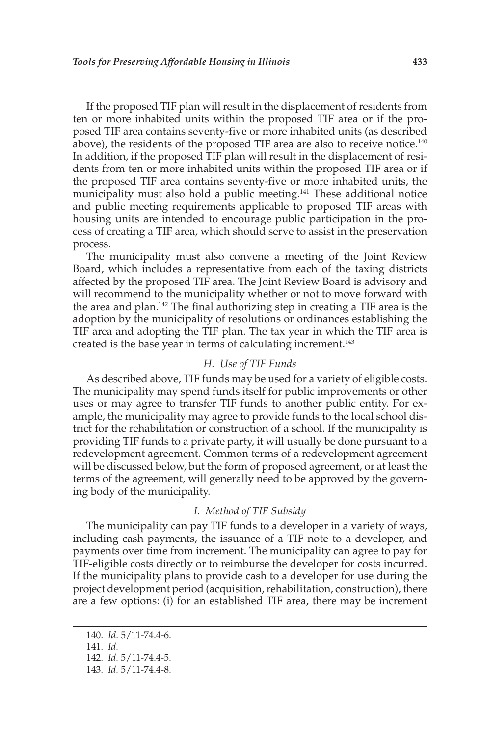If the proposed TIF plan will result in the displacement of residents from ten or more inhabited units within the proposed TIF area or if the proposed TIF area contains seventy-five or more inhabited units (as described above), the residents of the proposed TIF area are also to receive notice.[140] In addition, if the proposed TIF plan will result in the displacement of residents from ten or more inhabited units within the proposed TIF area or if the proposed TIF area contains seventy-five or more inhabited units, the municipality must also hold a public meeting.[141] These additional notice and public meeting requirements applicable to proposed TIF areas with housing units are intended to encourage public participation in the process of creating a TIF area, which should serve to assist in the preservation process.

The municipality must also convene a meeting of the Joint Review Board, which includes a representative from each of the taxing districts affected by the proposed TIF area. The Joint Review Board is advisory and will recommend to the municipality whether or not to move forward with the area and plan.[142] The final authorizing step in creating a TIF area is the adoption by the municipality of resolutions or ordinances establishing the TIF area and adopting the TIF plan. The tax year in which the TIF area is created is the base year in terms of calculating increment.[143]

### *H. Use of TIF Funds*

As described above, TIF funds may be used for a variety of eligible costs. The municipality may spend funds itself for public improvements or other uses or may agree to transfer TIF funds to another public entity. For example, the municipality may agree to provide funds to the local school district for the rehabilitation or construction of a school. If the municipality is providing TIF funds to a private party, it will usually be done pursuant to a redevelopment agreement. Common terms of a redevelopment agreement will be discussed below, but the form of proposed agreement, or at least the terms of the agreement, will generally need to be approved by the governing body of the municipality.

### *I. Method of TIF Subsidy*

The municipality can pay TIF funds to a developer in a variety of ways, including cash payments, the issuance of a TIF note to a developer, and payments over time from increment. The municipality can agree to pay for TIF-eligible costs directly or to reimburse the developer for costs incurred. If the municipality plans to provide cash to a developer for use during the project development period (acquisition, rehabilitation, construction), there are a few options: (i) for an established TIF area, there may be increment

---

140. *Id.* 5/11-74.4-6.

141. *Id.*

142. *Id.* 5/11-74.4-5.

143. *Id.* 5/11-74.4-8.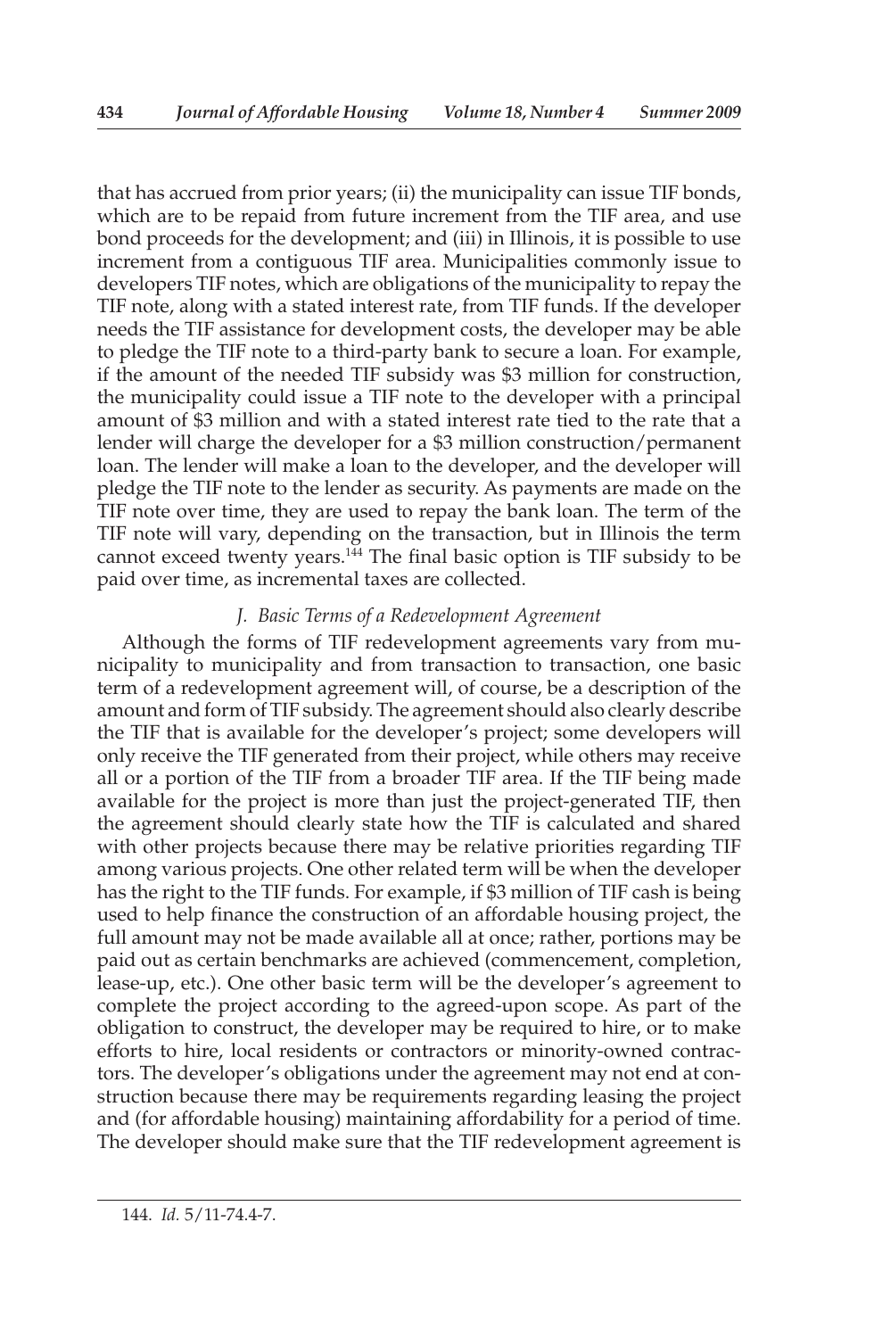that has accrued from prior years; (ii) the municipality can issue TIF bonds, which are to be repaid from future increment from the TIF area, and use bond proceeds for the development; and (iii) in Illinois, it is possible to use increment from a contiguous TIF area. Municipalities commonly issue to developers TIF notes, which are obligations of the municipality to repay the TIF note, along with a stated interest rate, from TIF funds. If the developer needs the TIF assistance for development costs, the developer may be able to pledge the TIF note to a third-party bank to secure a loan. For example, if the amount of the needed TIF subsidy was $3 million for construction, the municipality could issue a TIF note to the developer with a principal amount of $3 million and with a stated interest rate tied to the rate that a lender will charge the developer for a $3 million construction/permanent loan. The lender will make a loan to the developer, and the developer will pledge the TIF note to the lender as security. As payments are made on the TIF note over time, they are used to repay the bank loan. The term of the TIF note will vary, depending on the transaction, but in Illinois the term cannot exceed twenty years.[144] The final basic option is TIF subsidy to be paid over time, as incremental taxes are collected.

### *J. Basic Terms of a Redevelopment Agreement*

Although the forms of TIF redevelopment agreements vary from municipality to municipality and from transaction to transaction, one basic term of a redevelopment agreement will, of course, be a description of the amount and form of TIF subsidy. The agreement should also clearly describe the TIF that is available for the developer's project; some developers will only receive the TIF generated from their project, while others may receive all or a portion of the TIF from a broader TIF area. If the TIF being made available for the project is more than just the project-generated TIF, then the agreement should clearly state how the TIF is calculated and shared with other projects because there may be relative priorities regarding TIF among various projects. One other related term will be when the developer has the right to the TIF funds. For example, if $3 million of TIF cash is being used to help finance the construction of an affordable housing project, the full amount may not be made available all at once; rather, portions may be paid out as certain benchmarks are achieved (commencement, completion, lease-up, etc.). One other basic term will be the developer's agreement to complete the project according to the agreed-upon scope. As part of the obligation to construct, the developer may be required to hire, or to make efforts to hire, local residents or contractors or minority-owned contractors. The developer's obligations under the agreement may not end at construction because there may be requirements regarding leasing the project and (for affordable housing) maintaining affordability for a period of time. The developer should make sure that the TIF redevelopment agreement is

---

144. *Id.* 5/11-74.4-7.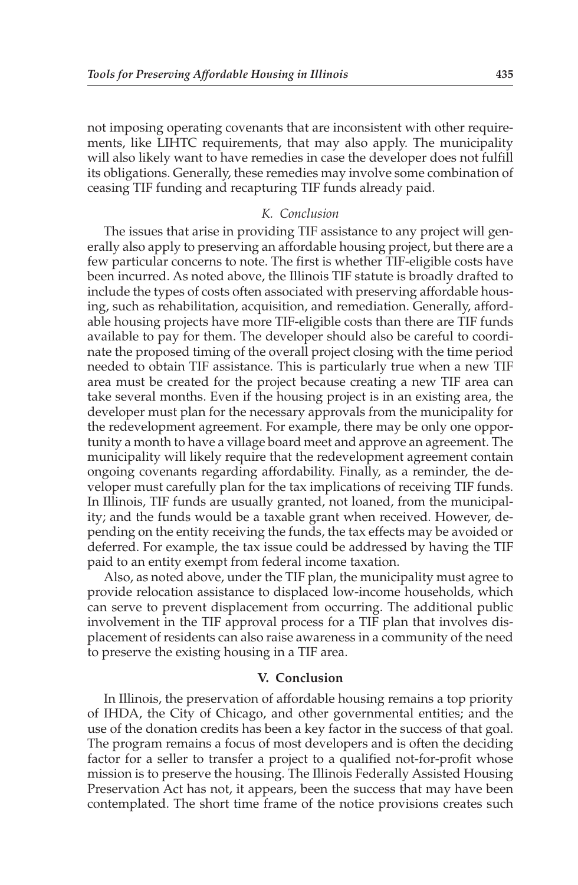not imposing operating covenants that are inconsistent with other requirements, like LIHTC requirements, that may also apply. The municipality will also likely want to have remedies in case the developer does not fulfill its obligations. Generally, these remedies may involve some combination of ceasing TIF funding and recapturing TIF funds already paid.

### *K. Conclusion*

The issues that arise in providing TIF assistance to any project will generally also apply to preserving an affordable housing project, but there are a few particular concerns to note. The first is whether TIF-eligible costs have been incurred. As noted above, the Illinois TIF statute is broadly drafted to include the types of costs often associated with preserving affordable housing, such as rehabilitation, acquisition, and remediation. Generally, affordable housing projects have more TIF-eligible costs than there are TIF funds available to pay for them. The developer should also be careful to coordinate the proposed timing of the overall project closing with the time period needed to obtain TIF assistance. This is particularly true when a new TIF area must be created for the project because creating a new TIF area can take several months. Even if the housing project is in an existing area, the developer must plan for the necessary approvals from the municipality for the redevelopment agreement. For example, there may be only one opportunity a month to have a village board meet and approve an agreement. The municipality will likely require that the redevelopment agreement contain ongoing covenants regarding affordability. Finally, as a reminder, the developer must carefully plan for the tax implications of receiving TIF funds. In Illinois, TIF funds are usually granted, not loaned, from the municipality; and the funds would be a taxable grant when received. However, depending on the entity receiving the funds, the tax effects may be avoided or deferred. For example, the tax issue could be addressed by having the TIF paid to an entity exempt from federal income taxation.

Also, as noted above, under the TIF plan, the municipality must agree to provide relocation assistance to displaced low-income households, which can serve to prevent displacement from occurring. The additional public involvement in the TIF approval process for a TIF plan that involves displacement of residents can also raise awareness in a community of the need to preserve the existing housing in a TIF area.

## V. Conclusion

In Illinois, the preservation of affordable housing remains a top priority of IHDA, the City of Chicago, and other governmental entities; and the use of the donation credits has been a key factor in the success of that goal. The program remains a focus of most developers and is often the deciding factor for a seller to transfer a project to a qualified not-for-profit whose mission is to preserve the housing. The Illinois Federally Assisted Housing Preservation Act has not, it appears, been the success that may have been contemplated. The short time frame of the notice provisions creates such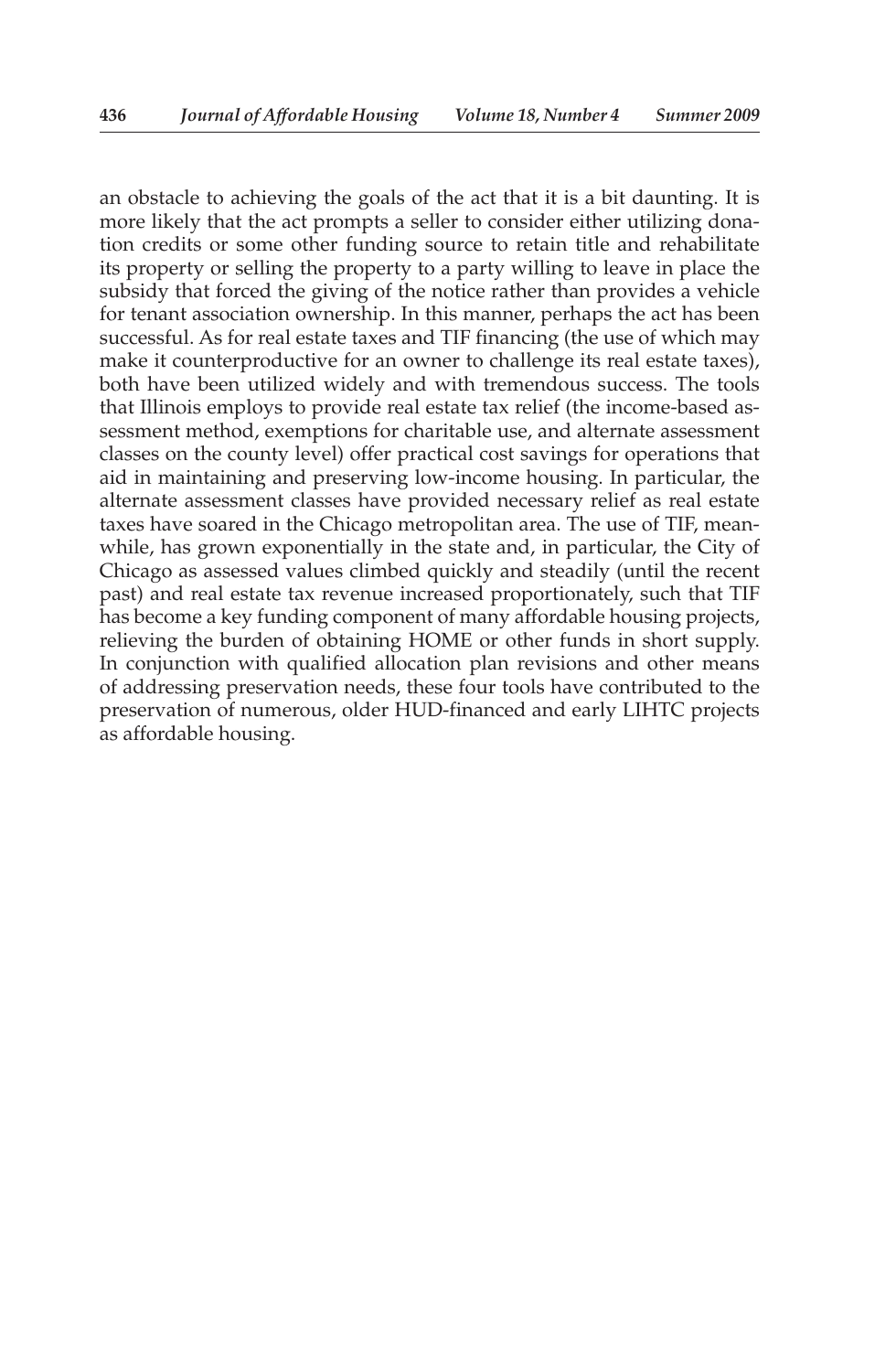an obstacle to achieving the goals of the act that it is a bit daunting. It is more likely that the act prompts a seller to consider either utilizing donation credits or some other funding source to retain title and rehabilitate its property or selling the property to a party willing to leave in place the subsidy that forced the giving of the notice rather than provides a vehicle for tenant association ownership. In this manner, perhaps the act has been successful. As for real estate taxes and TIF financing (the use of which may make it counterproductive for an owner to challenge its real estate taxes), both have been utilized widely and with tremendous success. The tools that Illinois employs to provide real estate tax relief (the income-based assessment method, exemptions for charitable use, and alternate assessment classes on the county level) offer practical cost savings for operations that aid in maintaining and preserving low-income housing. In particular, the alternate assessment classes have provided necessary relief as real estate taxes have soared in the Chicago metropolitan area. The use of TIF, meanwhile, has grown exponentially in the state and, in particular, the City of Chicago as assessed values climbed quickly and steadily (until the recent past) and real estate tax revenue increased proportionately, such that TIF has become a key funding component of many affordable housing projects, relieving the burden of obtaining HOME or other funds in short supply. In conjunction with qualified allocation plan revisions and other means of addressing preservation needs, these four tools have contributed to the preservation of numerous, older HUD-financed and early LIHTC projects as affordable housing.